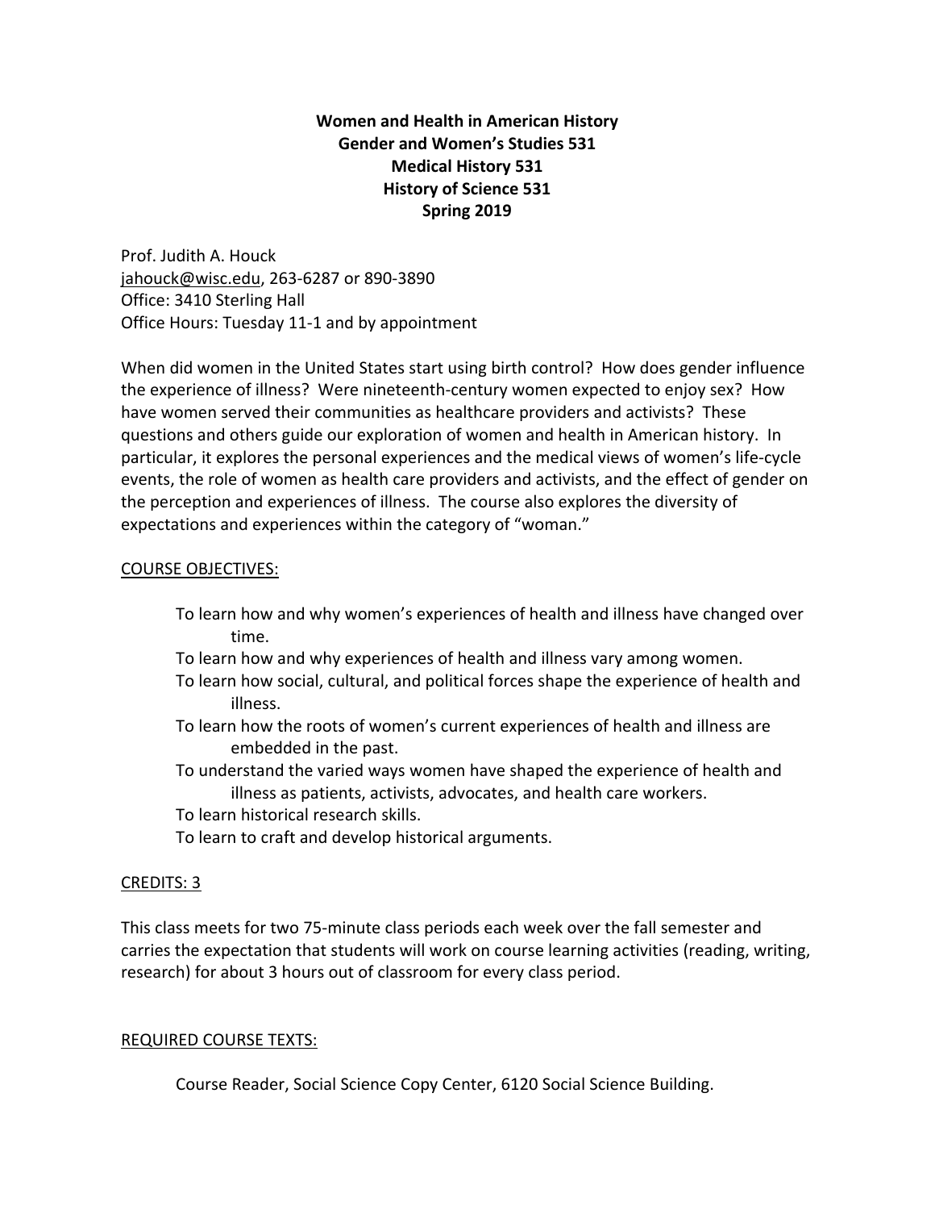# Women and Health in American History
## Gender and Women's Studies 531
## Medical History 531
## History of Science 531
## Spring 2019

Prof. Judith A. Houck
jahouck@wisc.edu, 263-6287 or 890-3890
Office: 3410 Sterling Hall
Office Hours: Tuesday 11-1 and by appointment

When did women in the United States start using birth control? How does gender influence the experience of illness? Were nineteenth-century women expected to enjoy sex? How have women served their communities as healthcare providers and activists? These questions and others guide our exploration of women and health in American history. In particular, it explores the personal experiences and the medical views of women's life-cycle events, the role of women as health care providers and activists, and the effect of gender on the perception and experiences of illness. The course also explores the diversity of expectations and experiences within the category of "woman."

COURSE OBJECTIVES:

- To learn how and why women's experiences of health and illness have changed over time.
- To learn how and why experiences of health and illness vary among women.
- To learn how social, cultural, and political forces shape the experience of health and illness.
- To learn how the roots of women's current experiences of health and illness are embedded in the past.
- To understand the varied ways women have shaped the experience of health and illness as patients, activists, advocates, and health care workers.
- To learn historical research skills.
- To learn to craft and develop historical arguments.

CREDITS: 3

This class meets for two 75-minute class periods each week over the fall semester and carries the expectation that students will work on course learning activities (reading, writing, research) for about 3 hours out of classroom for every class period.

REQUIRED COURSE TEXTS:

Course Reader, Social Science Copy Center, 6120 Social Science Building.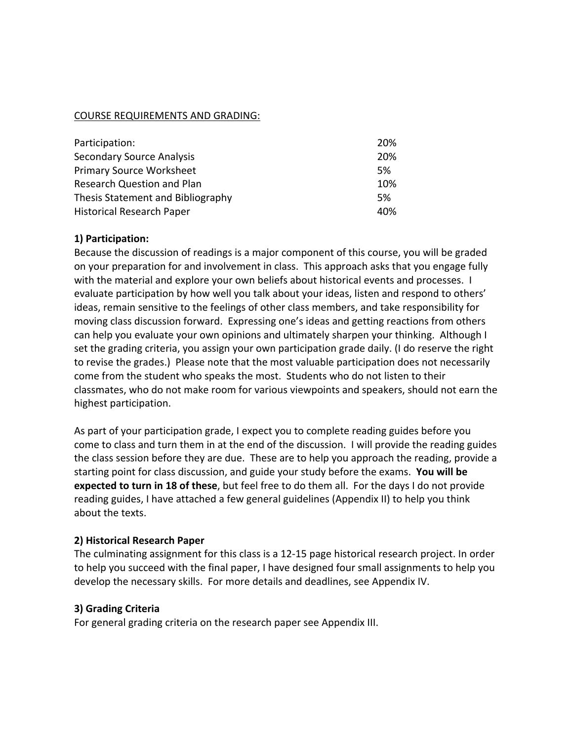COURSE REQUIREMENTS AND GRADING:

| | |
|---|---|
| Participation: | 20% |
| Secondary Source Analysis | 20% |
| Primary Source Worksheet | 5% |
| Research Question and Plan | 10% |
| Thesis Statement and Bibliography | 5% |
| Historical Research Paper | 40% |

**1) Participation:**

Because the discussion of readings is a major component of this course, you will be graded on your preparation for and involvement in class. This approach asks that you engage fully with the material and explore your own beliefs about historical events and processes. I evaluate participation by how well you talk about your ideas, listen and respond to others' ideas, remain sensitive to the feelings of other class members, and take responsibility for moving class discussion forward. Expressing one's ideas and getting reactions from others can help you evaluate your own opinions and ultimately sharpen your thinking. Although I set the grading criteria, you assign your own participation grade daily. (I do reserve the right to revise the grades.) Please note that the most valuable participation does not necessarily come from the student who speaks the most. Students who do not listen to their classmates, who do not make room for various viewpoints and speakers, should not earn the highest participation.

As part of your participation grade, I expect you to complete reading guides before you come to class and turn them in at the end of the discussion. I will provide the reading guides the class session before they are due. These are to help you approach the reading, provide a starting point for class discussion, and guide your study before the exams. **You will be expected to turn in 18 of these**, but feel free to do them all. For the days I do not provide reading guides, I have attached a few general guidelines (Appendix II) to help you think about the texts.

**2) Historical Research Paper**

The culminating assignment for this class is a 12-15 page historical research project. In order to help you succeed with the final paper, I have designed four small assignments to help you develop the necessary skills. For more details and deadlines, see Appendix IV.

**3) Grading Criteria**

For general grading criteria on the research paper see Appendix III.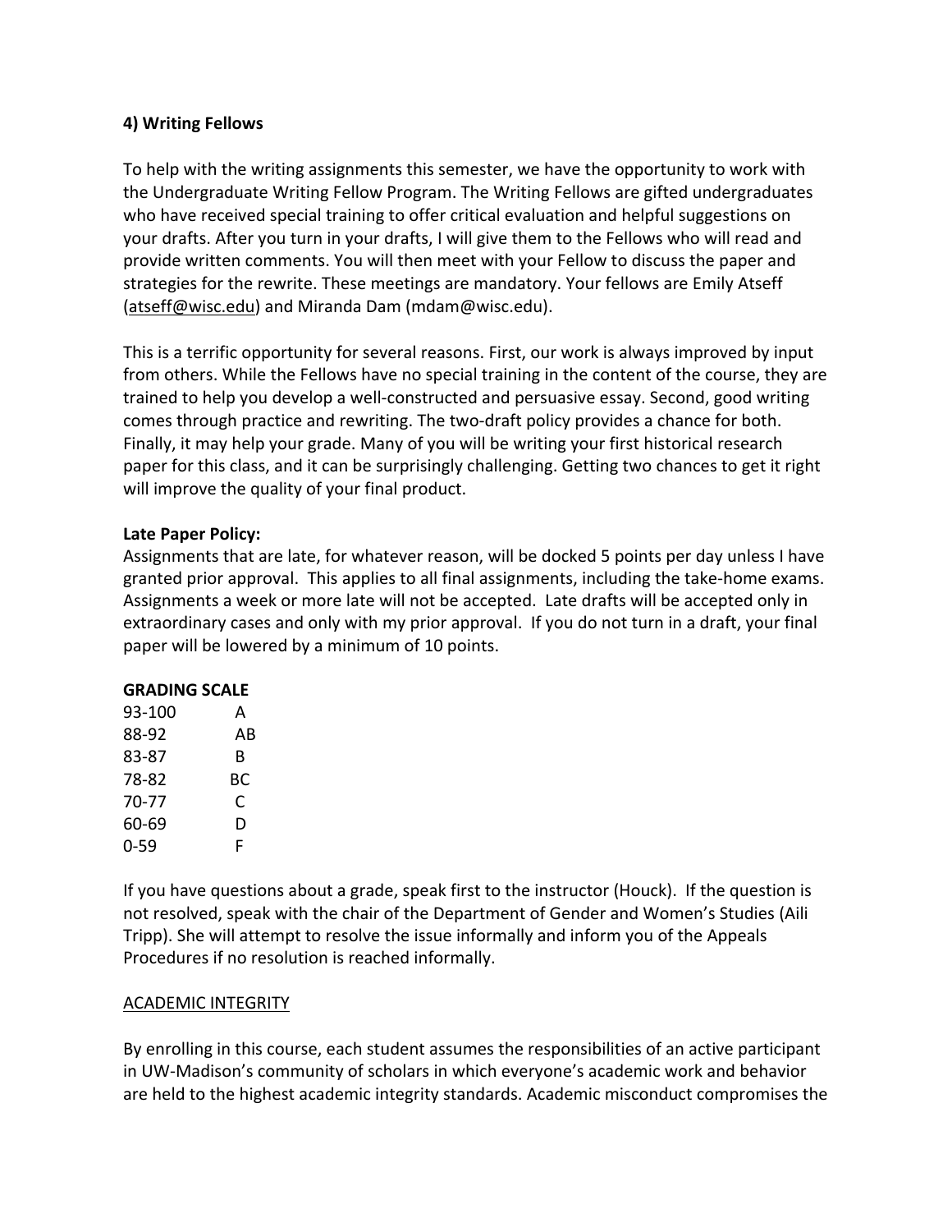**4) Writing Fellows**

To help with the writing assignments this semester, we have the opportunity to work with the Undergraduate Writing Fellow Program. The Writing Fellows are gifted undergraduates who have received special training to offer critical evaluation and helpful suggestions on your drafts. After you turn in your drafts, I will give them to the Fellows who will read and provide written comments. You will then meet with your Fellow to discuss the paper and strategies for the rewrite. These meetings are mandatory. Your fellows are Emily Atseff (atseff@wisc.edu) and Miranda Dam (mdam@wisc.edu).

This is a terrific opportunity for several reasons. First, our work is always improved by input from others. While the Fellows have no special training in the content of the course, they are trained to help you develop a well-constructed and persuasive essay. Second, good writing comes through practice and rewriting. The two-draft policy provides a chance for both. Finally, it may help your grade. Many of you will be writing your first historical research paper for this class, and it can be surprisingly challenging. Getting two chances to get it right will improve the quality of your final product.

**Late Paper Policy:**
Assignments that are late, for whatever reason, will be docked 5 points per day unless I have granted prior approval. This applies to all final assignments, including the take-home exams. Assignments a week or more late will not be accepted. Late drafts will be accepted only in extraordinary cases and only with my prior approval. If you do not turn in a draft, your final paper will be lowered by a minimum of 10 points.

**GRADING SCALE**

| | |
|---|---|
| 93-100 | A |
| 88-92 | AB |
| 83-87 | B |
| 78-82 | BC |
| 70-77 | C |
| 60-69 | D |
| 0-59 | F |

If you have questions about a grade, speak first to the instructor (Houck). If the question is not resolved, speak with the chair of the Department of Gender and Women's Studies (Aili Tripp). She will attempt to resolve the issue informally and inform you of the Appeals Procedures if no resolution is reached informally.

ACADEMIC INTEGRITY

By enrolling in this course, each student assumes the responsibilities of an active participant in UW-Madison's community of scholars in which everyone's academic work and behavior are held to the highest academic integrity standards. Academic misconduct compromises the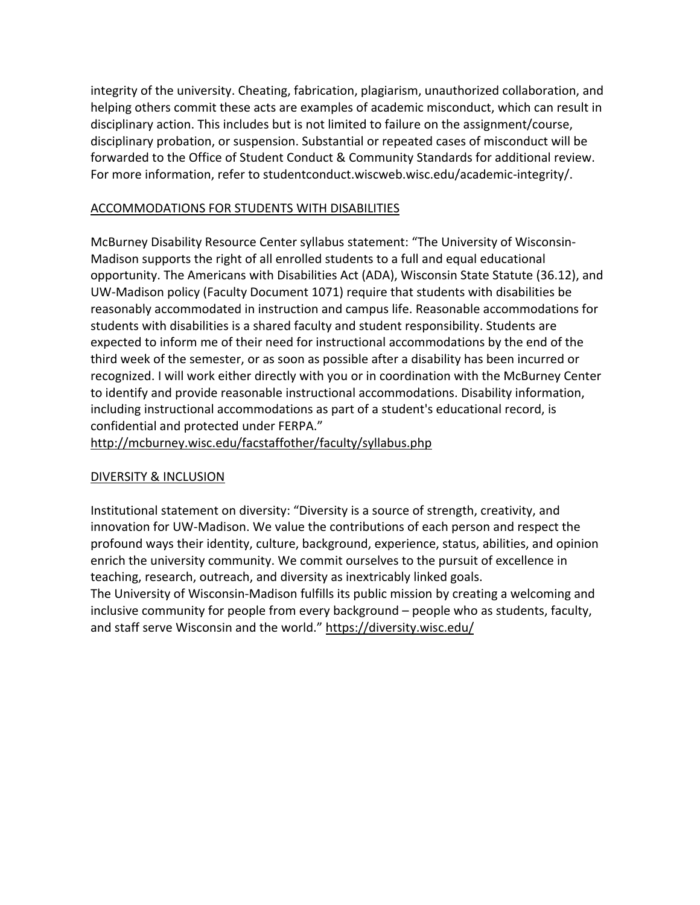integrity of the university. Cheating, fabrication, plagiarism, unauthorized collaboration, and helping others commit these acts are examples of academic misconduct, which can result in disciplinary action. This includes but is not limited to failure on the assignment/course, disciplinary probation, or suspension. Substantial or repeated cases of misconduct will be forwarded to the Office of Student Conduct & Community Standards for additional review. For more information, refer to studentconduct.wiscweb.wisc.edu/academic-integrity/.

## ACCOMMODATIONS FOR STUDENTS WITH DISABILITIES

McBurney Disability Resource Center syllabus statement: "The University of Wisconsin-Madison supports the right of all enrolled students to a full and equal educational opportunity. The Americans with Disabilities Act (ADA), Wisconsin State Statute (36.12), and UW-Madison policy (Faculty Document 1071) require that students with disabilities be reasonably accommodated in instruction and campus life. Reasonable accommodations for students with disabilities is a shared faculty and student responsibility. Students are expected to inform me of their need for instructional accommodations by the end of the third week of the semester, or as soon as possible after a disability has been incurred or recognized. I will work either directly with you or in coordination with the McBurney Center to identify and provide reasonable instructional accommodations. Disability information, including instructional accommodations as part of a student's educational record, is confidential and protected under FERPA."
http://mcburney.wisc.edu/facstaffother/faculty/syllabus.php

## DIVERSITY & INCLUSION

Institutional statement on diversity: "Diversity is a source of strength, creativity, and innovation for UW-Madison. We value the contributions of each person and respect the profound ways their identity, culture, background, experience, status, abilities, and opinion enrich the university community. We commit ourselves to the pursuit of excellence in teaching, research, outreach, and diversity as inextricably linked goals.
The University of Wisconsin-Madison fulfills its public mission by creating a welcoming and inclusive community for people from every background – people who as students, faculty, and staff serve Wisconsin and the world." https://diversity.wisc.edu/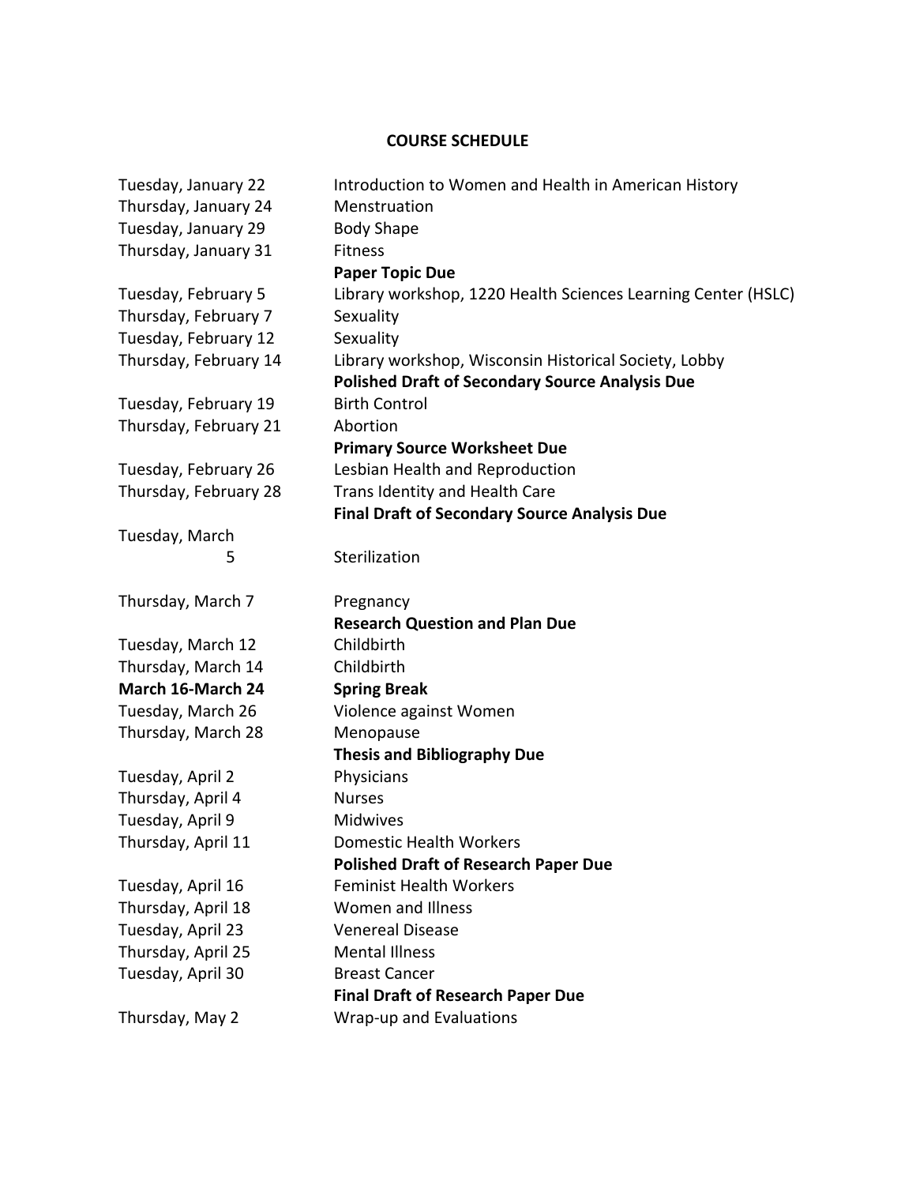## COURSE SCHEDULE

| | |
|---|---|
| Tuesday, January 22 | Introduction to Women and Health in American History |
| Thursday, January 24 | Menstruation |
| Tuesday, January 29 | Body Shape |
| Thursday, January 31 | Fitness<br>**Paper Topic Due** |
| Tuesday, February 5 | Library workshop, 1220 Health Sciences Learning Center (HSLC) |
| Thursday, February 7 | Sexuality |
| Tuesday, February 12 | Sexuality |
| Thursday, February 14 | Library workshop, Wisconsin Historical Society, Lobby<br>**Polished Draft of Secondary Source Analysis Due** |
| Tuesday, February 19 | Birth Control |
| Thursday, February 21 | Abortion<br>**Primary Source Worksheet Due** |
| Tuesday, February 26 | Lesbian Health and Reproduction |
| Thursday, February 28 | Trans Identity and Health Care<br>**Final Draft of Secondary Source Analysis Due** |
| Tuesday, March 5 | Sterilization |
| Thursday, March 7 | Pregnancy<br>**Research Question and Plan Due** |
| Tuesday, March 12 | Childbirth |
| Thursday, March 14 | Childbirth |
| **March 16-March 24** | **Spring Break** |
| Tuesday, March 26 | Violence against Women |
| Thursday, March 28 | Menopause<br>**Thesis and Bibliography Due** |
| Tuesday, April 2 | Physicians |
| Thursday, April 4 | Nurses |
| Tuesday, April 9 | Midwives |
| Thursday, April 11 | Domestic Health Workers<br>**Polished Draft of Research Paper Due** |
| Tuesday, April 16 | Feminist Health Workers |
| Thursday, April 18 | Women and Illness |
| Tuesday, April 23 | Venereal Disease |
| Thursday, April 25 | Mental Illness |
| Tuesday, April 30 | Breast Cancer<br>**Final Draft of Research Paper Due** |
| Thursday, May 2 | Wrap-up and Evaluations |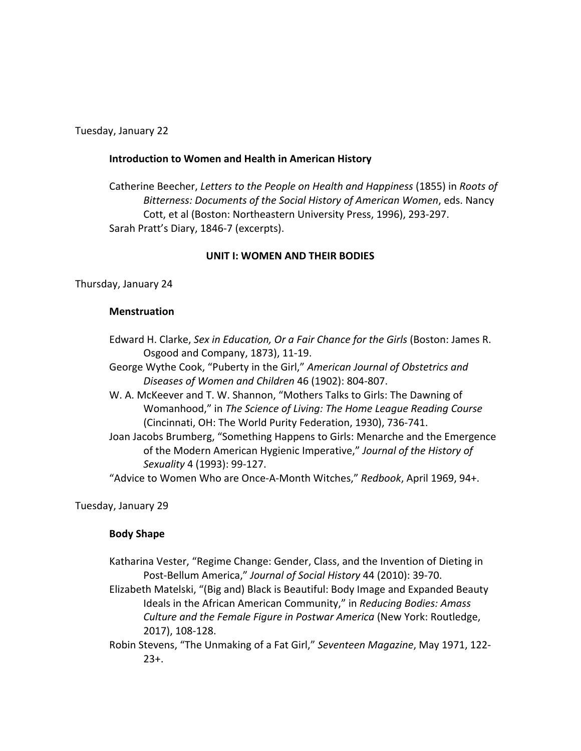Tuesday, January 22

**Introduction to Women and Health in American History**

Catherine Beecher, *Letters to the People on Health and Happiness* (1855) in *Roots of Bitterness: Documents of the Social History of American Women*, eds. Nancy Cott, et al (Boston: Northeastern University Press, 1996), 293-297.
Sarah Pratt's Diary, 1846-7 (excerpts).

**UNIT I: WOMEN AND THEIR BODIES**

Thursday, January 24

**Menstruation**

Edward H. Clarke, *Sex in Education, Or a Fair Chance for the Girls* (Boston: James R. Osgood and Company, 1873), 11-19.
George Wythe Cook, "Puberty in the Girl," *American Journal of Obstetrics and Diseases of Women and Children* 46 (1902): 804-807.
W. A. McKeever and T. W. Shannon, "Mothers Talks to Girls: The Dawning of Womanhood," in *The Science of Living: The Home League Reading Course* (Cincinnati, OH: The World Purity Federation, 1930), 736-741.
Joan Jacobs Brumberg, "Something Happens to Girls: Menarche and the Emergence of the Modern American Hygienic Imperative," *Journal of the History of Sexuality* 4 (1993): 99-127.
"Advice to Women Who are Once-A-Month Witches," *Redbook*, April 1969, 94+.

Tuesday, January 29

**Body Shape**

Katharina Vester, "Regime Change: Gender, Class, and the Invention of Dieting in Post-Bellum America," *Journal of Social History* 44 (2010): 39-70.
Elizabeth Matelski, "(Big and) Black is Beautiful: Body Image and Expanded Beauty Ideals in the African American Community," in *Reducing Bodies: Amass Culture and the Female Figure in Postwar America* (New York: Routledge, 2017), 108-128.
Robin Stevens, "The Unmaking of a Fat Girl," *Seventeen Magazine*, May 1971, 122-23+.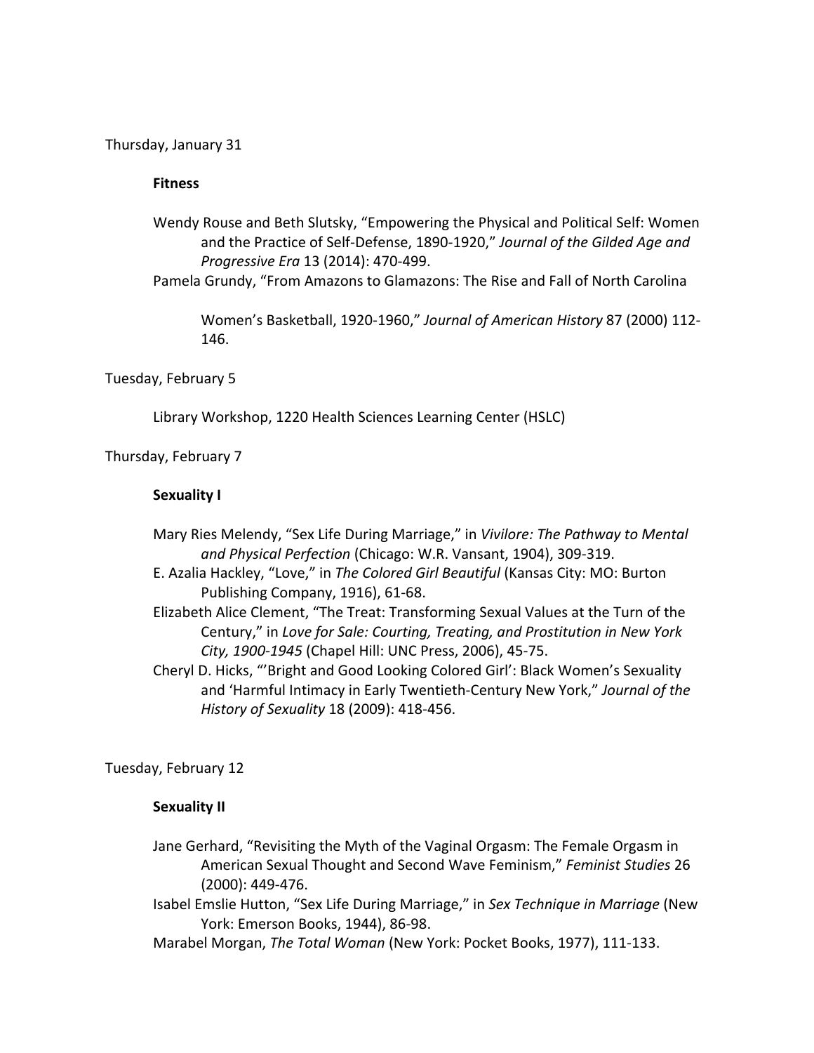Thursday, January 31

**Fitness**

Wendy Rouse and Beth Slutsky, "Empowering the Physical and Political Self: Women and the Practice of Self-Defense, 1890-1920," *Journal of the Gilded Age and Progressive Era* 13 (2014): 470-499.

Pamela Grundy, "From Amazons to Glamazons: The Rise and Fall of North Carolina Women's Basketball, 1920-1960," *Journal of American History* 87 (2000) 112-146.

Tuesday, February 5

Library Workshop, 1220 Health Sciences Learning Center (HSLC)

Thursday, February 7

**Sexuality I**

Mary Ries Melendy, "Sex Life During Marriage," in *Vivilore: The Pathway to Mental and Physical Perfection* (Chicago: W.R. Vansant, 1904), 309-319.

E. Azalia Hackley, "Love," in *The Colored Girl Beautiful* (Kansas City: MO: Burton Publishing Company, 1916), 61-68.

Elizabeth Alice Clement, "The Treat: Transforming Sexual Values at the Turn of the Century," in *Love for Sale: Courting, Treating, and Prostitution in New York City, 1900-1945* (Chapel Hill: UNC Press, 2006), 45-75.

Cheryl D. Hicks, "'Bright and Good Looking Colored Girl': Black Women's Sexuality and 'Harmful Intimacy in Early Twentieth-Century New York," *Journal of the History of Sexuality* 18 (2009): 418-456.

Tuesday, February 12

**Sexuality II**

Jane Gerhard, "Revisiting the Myth of the Vaginal Orgasm: The Female Orgasm in American Sexual Thought and Second Wave Feminism," *Feminist Studies* 26 (2000): 449-476.

Isabel Emslie Hutton, "Sex Life During Marriage," in *Sex Technique in Marriage* (New York: Emerson Books, 1944), 86-98.

Marabel Morgan, *The Total Woman* (New York: Pocket Books, 1977), 111-133.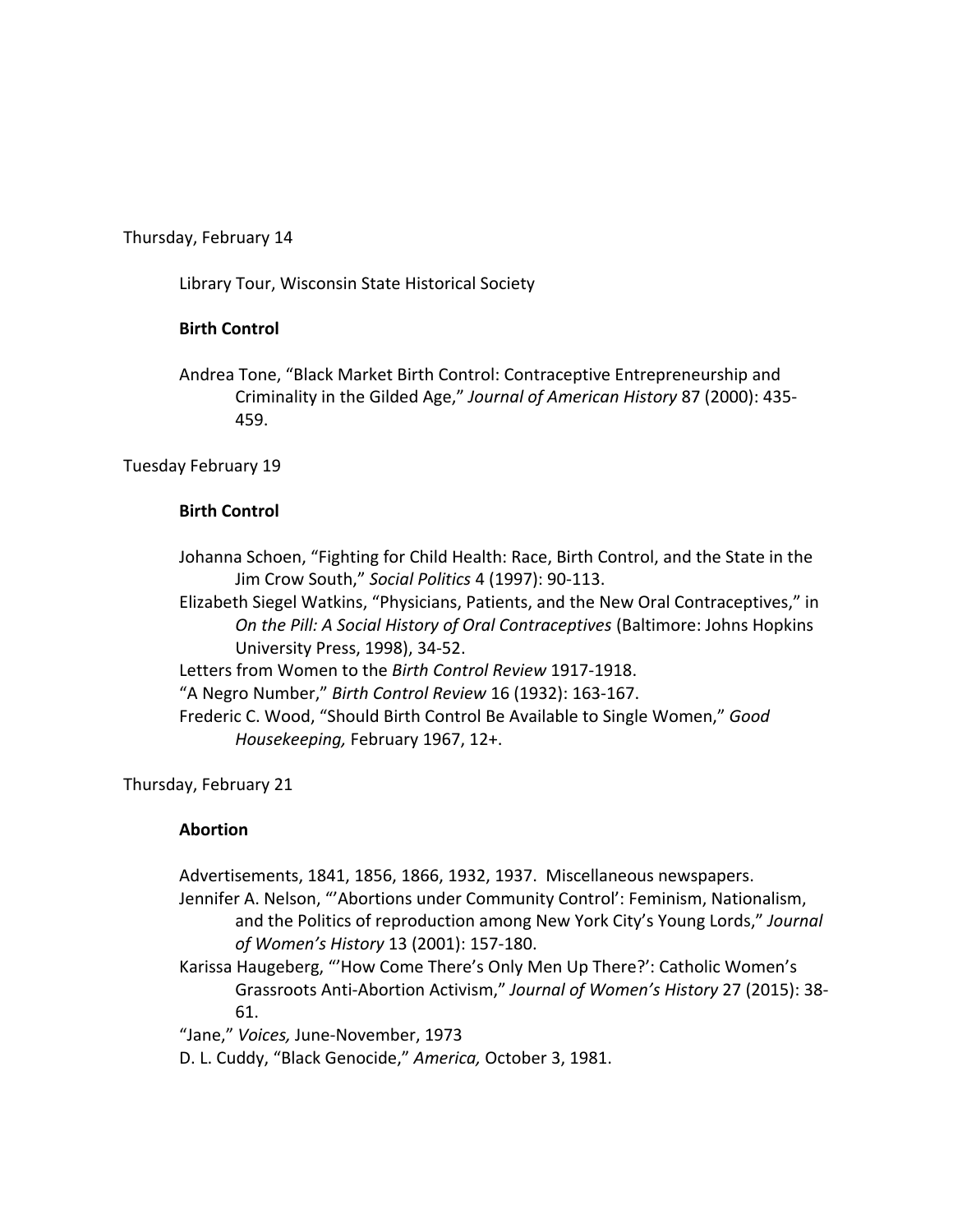Thursday, February 14

Library Tour, Wisconsin State Historical Society

**Birth Control**

Andrea Tone, "Black Market Birth Control: Contraceptive Entrepreneurship and Criminality in the Gilded Age," *Journal of American History* 87 (2000): 435-459.

Tuesday February 19

**Birth Control**

Johanna Schoen, "Fighting for Child Health: Race, Birth Control, and the State in the Jim Crow South," *Social Politics* 4 (1997): 90-113.

Elizabeth Siegel Watkins, "Physicians, Patients, and the New Oral Contraceptives," in *On the Pill: A Social History of Oral Contraceptives* (Baltimore: Johns Hopkins University Press, 1998), 34-52.

Letters from Women to the *Birth Control Review* 1917-1918.

"A Negro Number," *Birth Control Review* 16 (1932): 163-167.

Frederic C. Wood, "Should Birth Control Be Available to Single Women," *Good Housekeeping,* February 1967, 12+.

Thursday, February 21

**Abortion**

Advertisements, 1841, 1856, 1866, 1932, 1937. Miscellaneous newspapers.

Jennifer A. Nelson, "'Abortions under Community Control': Feminism, Nationalism, and the Politics of reproduction among New York City's Young Lords," *Journal of Women's History* 13 (2001): 157-180.

Karissa Haugeberg, "'How Come There's Only Men Up There?': Catholic Women's Grassroots Anti-Abortion Activism," *Journal of Women's History* 27 (2015): 38-61.

"Jane," *Voices,* June-November, 1973

D. L. Cuddy, "Black Genocide," *America,* October 3, 1981.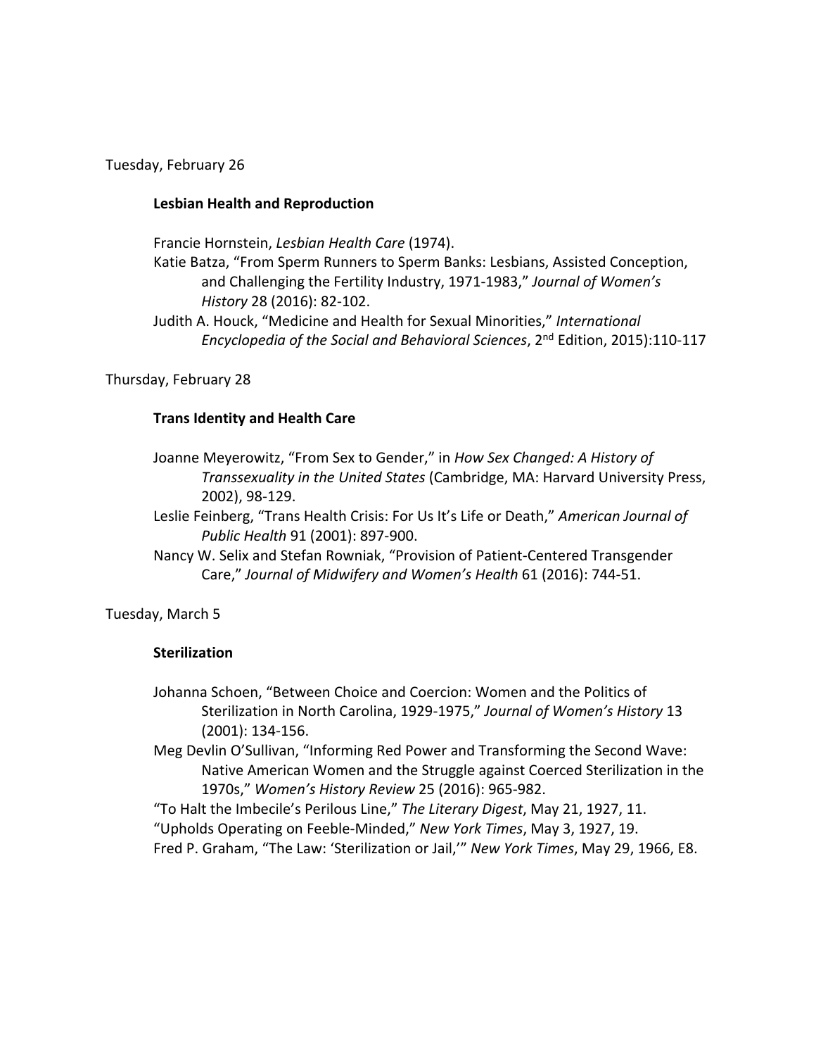Tuesday, February 26

**Lesbian Health and Reproduction**

Francie Hornstein, *Lesbian Health Care* (1974).

Katie Batza, "From Sperm Runners to Sperm Banks: Lesbians, Assisted Conception, and Challenging the Fertility Industry, 1971-1983," *Journal of Women's History* 28 (2016): 82-102.

Judith A. Houck, "Medicine and Health for Sexual Minorities," *International Encyclopedia of the Social and Behavioral Sciences*, 2nd Edition, 2015):110-117

Thursday, February 28

**Trans Identity and Health Care**

Joanne Meyerowitz, "From Sex to Gender," in *How Sex Changed: A History of Transsexuality in the United States* (Cambridge, MA: Harvard University Press, 2002), 98-129.

Leslie Feinberg, "Trans Health Crisis: For Us It's Life or Death," *American Journal of Public Health* 91 (2001): 897-900.

Nancy W. Selix and Stefan Rowniak, "Provision of Patient-Centered Transgender Care," *Journal of Midwifery and Women's Health* 61 (2016): 744-51.

Tuesday, March 5

**Sterilization**

Johanna Schoen, "Between Choice and Coercion: Women and the Politics of Sterilization in North Carolina, 1929-1975," *Journal of Women's History* 13 (2001): 134-156.

Meg Devlin O'Sullivan, "Informing Red Power and Transforming the Second Wave: Native American Women and the Struggle against Coerced Sterilization in the 1970s," *Women's History Review* 25 (2016): 965-982.

"To Halt the Imbecile's Perilous Line," *The Literary Digest*, May 21, 1927, 11.

"Upholds Operating on Feeble-Minded," *New York Times*, May 3, 1927, 19.

Fred P. Graham, "The Law: 'Sterilization or Jail,'" *New York Times*, May 29, 1966, E8.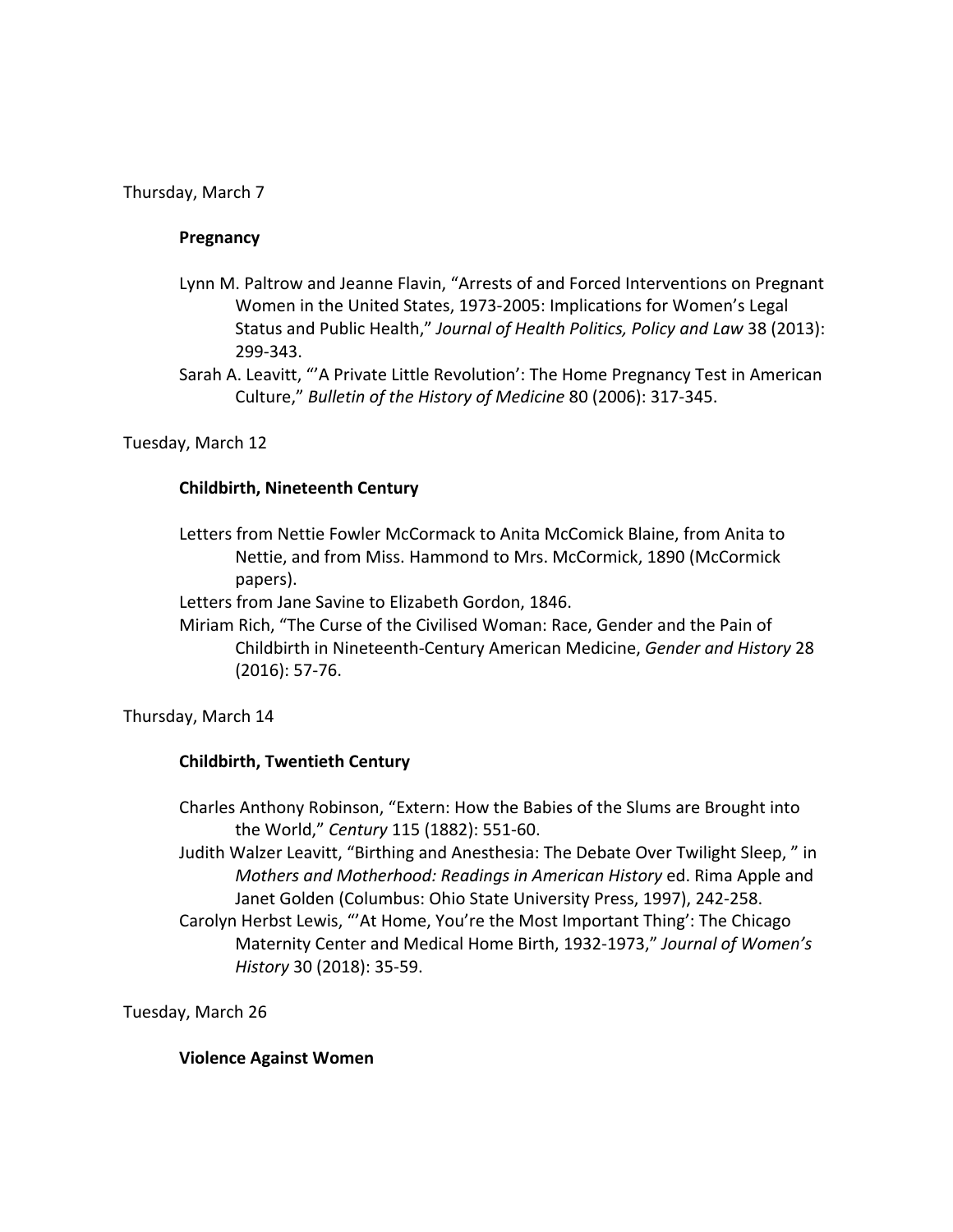Thursday, March 7

**Pregnancy**

Lynn M. Paltrow and Jeanne Flavin, "Arrests of and Forced Interventions on Pregnant Women in the United States, 1973-2005: Implications for Women's Legal Status and Public Health," *Journal of Health Politics, Policy and Law* 38 (2013): 299-343.

Sarah A. Leavitt, "'A Private Little Revolution': The Home Pregnancy Test in American Culture," *Bulletin of the History of Medicine* 80 (2006): 317-345.

Tuesday, March 12

**Childbirth, Nineteenth Century**

Letters from Nettie Fowler McCormack to Anita McComick Blaine, from Anita to Nettie, and from Miss. Hammond to Mrs. McCormick, 1890 (McCormick papers).

Letters from Jane Savine to Elizabeth Gordon, 1846.

Miriam Rich, "The Curse of the Civilised Woman: Race, Gender and the Pain of Childbirth in Nineteenth-Century American Medicine, *Gender and History* 28 (2016): 57-76.

Thursday, March 14

**Childbirth, Twentieth Century**

Charles Anthony Robinson, "Extern: How the Babies of the Slums are Brought into the World," *Century* 115 (1882): 551-60.

Judith Walzer Leavitt, "Birthing and Anesthesia: The Debate Over Twilight Sleep, " in *Mothers and Motherhood: Readings in American History* ed. Rima Apple and Janet Golden (Columbus: Ohio State University Press, 1997), 242-258.

Carolyn Herbst Lewis, "'At Home, You're the Most Important Thing': The Chicago Maternity Center and Medical Home Birth, 1932-1973," *Journal of Women's History* 30 (2018): 35-59.

Tuesday, March 26

**Violence Against Women**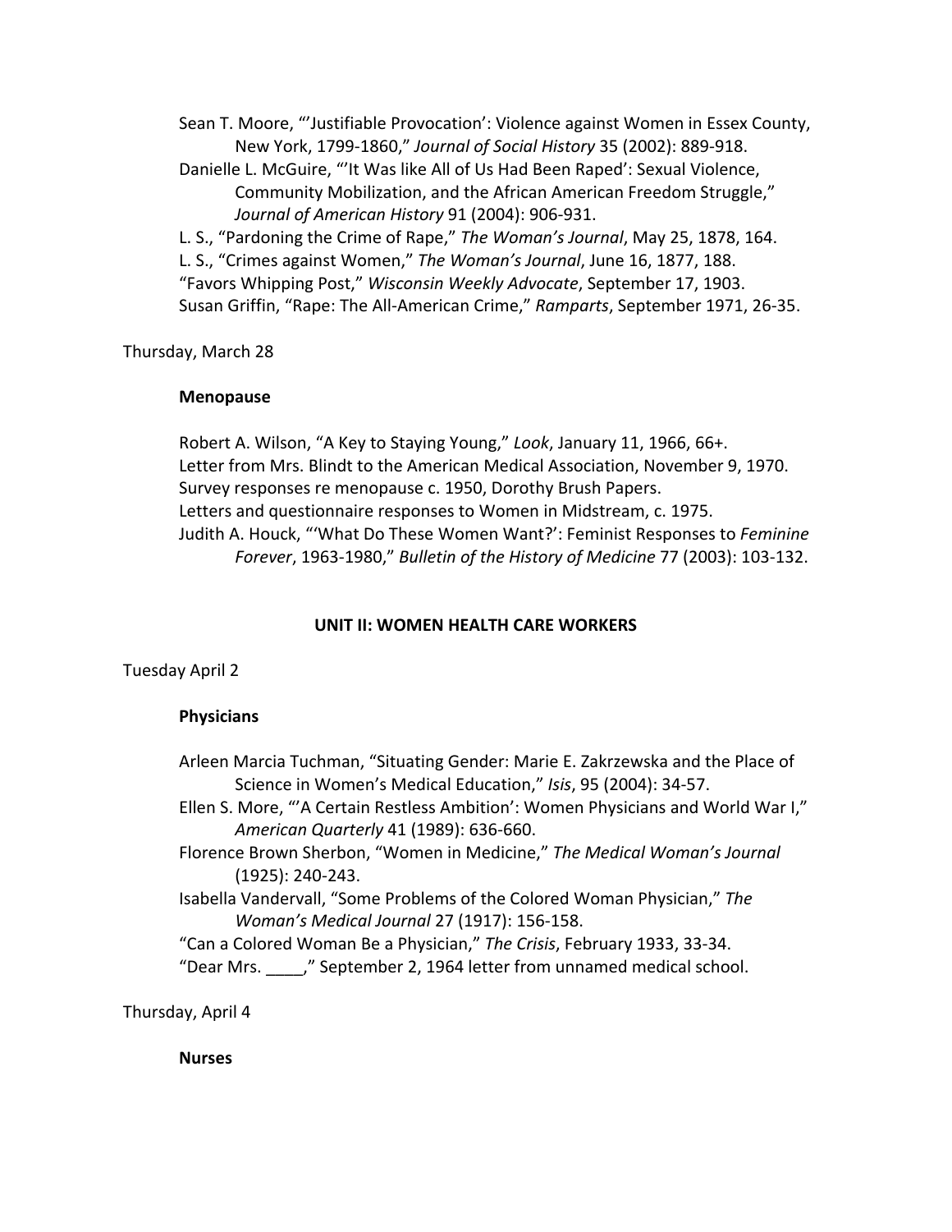Sean T. Moore, "'Justifiable Provocation': Violence against Women in Essex County, New York, 1799-1860," *Journal of Social History* 35 (2002): 889-918.

Danielle L. McGuire, "'It Was like All of Us Had Been Raped': Sexual Violence, Community Mobilization, and the African American Freedom Struggle," *Journal of American History* 91 (2004): 906-931.

L. S., "Pardoning the Crime of Rape," *The Woman's Journal*, May 25, 1878, 164.

L. S., "Crimes against Women," *The Woman's Journal*, June 16, 1877, 188.

"Favors Whipping Post," *Wisconsin Weekly Advocate*, September 17, 1903.

Susan Griffin, "Rape: The All-American Crime," *Ramparts*, September 1971, 26-35.

Thursday, March 28

**Menopause**

Robert A. Wilson, "A Key to Staying Young," *Look*, January 11, 1966, 66+.

Letter from Mrs. Blindt to the American Medical Association, November 9, 1970.

Survey responses re menopause c. 1950, Dorothy Brush Papers.

Letters and questionnaire responses to Women in Midstream, c. 1975.

Judith A. Houck, "'What Do These Women Want?': Feminist Responses to *Feminine Forever*, 1963-1980," *Bulletin of the History of Medicine* 77 (2003): 103-132.

## UNIT II: WOMEN HEALTH CARE WORKERS

Tuesday April 2

**Physicians**

Arleen Marcia Tuchman, "Situating Gender: Marie E. Zakrzewska and the Place of Science in Women's Medical Education," *Isis*, 95 (2004): 34-57.

Ellen S. More, "'A Certain Restless Ambition': Women Physicians and World War I," *American Quarterly* 41 (1989): 636-660.

Florence Brown Sherbon, "Women in Medicine," *The Medical Woman's Journal* (1925): 240-243.

Isabella Vandervall, "Some Problems of the Colored Woman Physician," *The Woman's Medical Journal* 27 (1917): 156-158.

"Can a Colored Woman Be a Physician," *The Crisis*, February 1933, 33-34.

"Dear Mrs. ____," September 2, 1964 letter from unnamed medical school.

Thursday, April 4

**Nurses**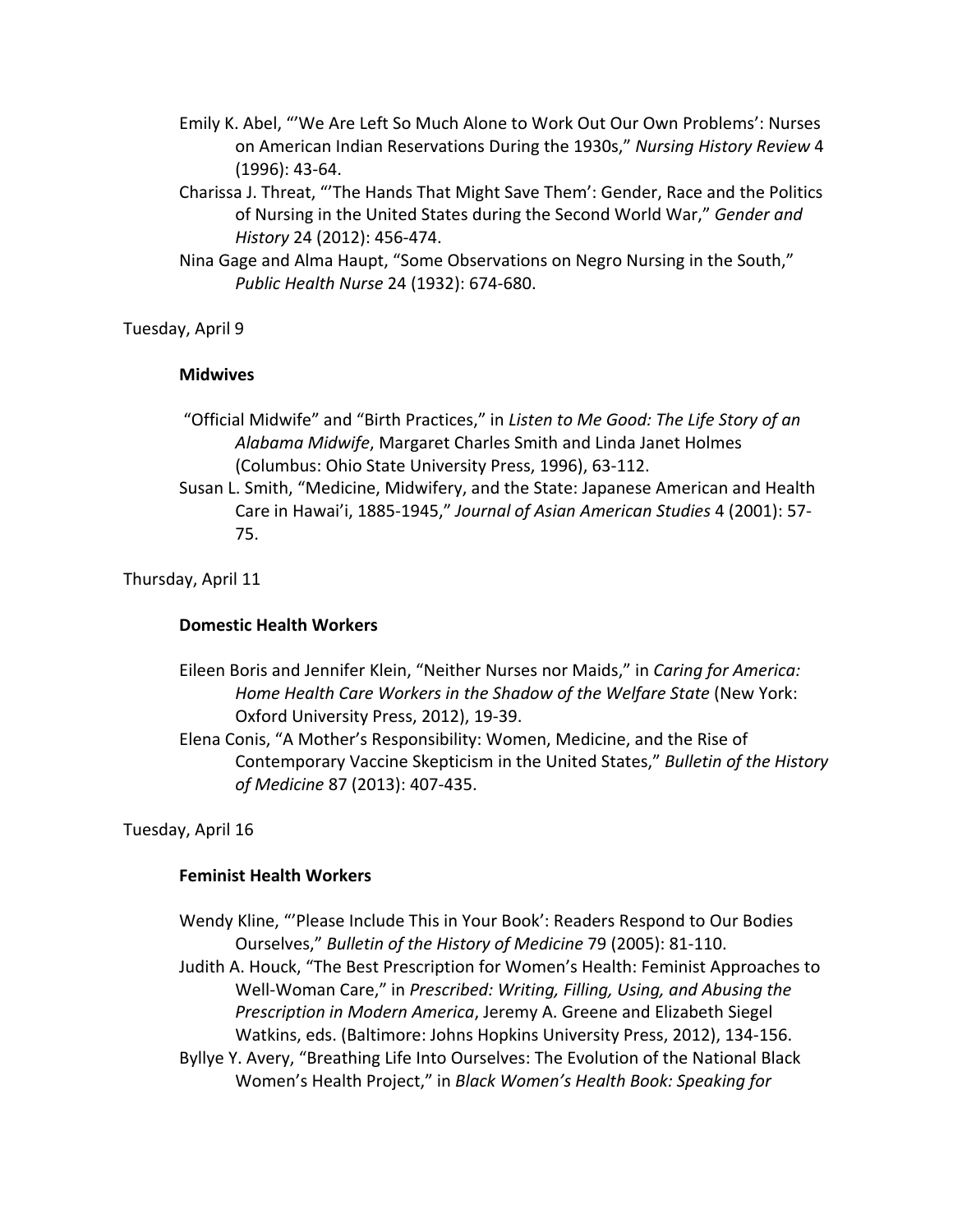Emily K. Abel, "'We Are Left So Much Alone to Work Out Our Own Problems': Nurses on American Indian Reservations During the 1930s," *Nursing History Review* 4 (1996): 43-64.

Charissa J. Threat, "'The Hands That Might Save Them': Gender, Race and the Politics of Nursing in the United States during the Second World War," *Gender and History* 24 (2012): 456-474.

Nina Gage and Alma Haupt, "Some Observations on Negro Nursing in the South," *Public Health Nurse* 24 (1932): 674-680.

Tuesday, April 9

**Midwives**

"Official Midwife" and "Birth Practices," in *Listen to Me Good: The Life Story of an Alabama Midwife*, Margaret Charles Smith and Linda Janet Holmes (Columbus: Ohio State University Press, 1996), 63-112.

Susan L. Smith, "Medicine, Midwifery, and the State: Japanese American and Health Care in Hawai'i, 1885-1945," *Journal of Asian American Studies* 4 (2001): 57-75.

Thursday, April 11

**Domestic Health Workers**

Eileen Boris and Jennifer Klein, "Neither Nurses nor Maids," in *Caring for America: Home Health Care Workers in the Shadow of the Welfare State* (New York: Oxford University Press, 2012), 19-39.

Elena Conis, "A Mother's Responsibility: Women, Medicine, and the Rise of Contemporary Vaccine Skepticism in the United States," *Bulletin of the History of Medicine* 87 (2013): 407-435.

Tuesday, April 16

**Feminist Health Workers**

Wendy Kline, "'Please Include This in Your Book': Readers Respond to Our Bodies Ourselves," *Bulletin of the History of Medicine* 79 (2005): 81-110.

Judith A. Houck, "The Best Prescription for Women's Health: Feminist Approaches to Well-Woman Care," in *Prescribed: Writing, Filling, Using, and Abusing the Prescription in Modern America*, Jeremy A. Greene and Elizabeth Siegel Watkins, eds. (Baltimore: Johns Hopkins University Press, 2012), 134-156.

Byllye Y. Avery, "Breathing Life Into Ourselves: The Evolution of the National Black Women's Health Project," in *Black Women's Health Book: Speaking for*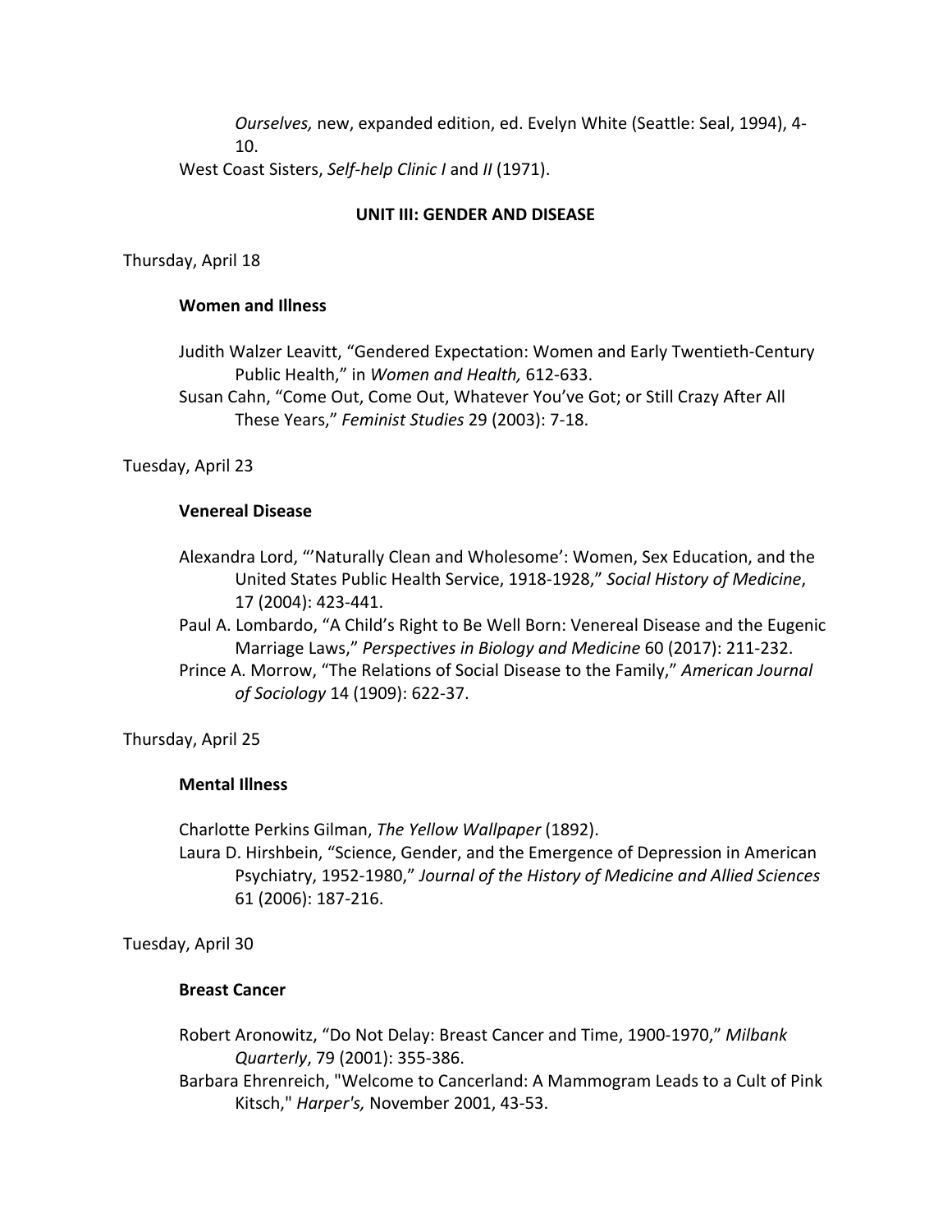*Ourselves,* new, expanded edition, ed. Evelyn White (Seattle: Seal, 1994), 4-10.

West Coast Sisters, *Self-help Clinic I* and *II* (1971).

## UNIT III: GENDER AND DISEASE

Thursday, April 18

**Women and Illness**

Judith Walzer Leavitt, "Gendered Expectation: Women and Early Twentieth-Century Public Health," in *Women and Health,* 612-633.

Susan Cahn, "Come Out, Come Out, Whatever You've Got; or Still Crazy After All These Years," *Feminist Studies* 29 (2003): 7-18.

Tuesday, April 23

**Venereal Disease**

Alexandra Lord, "'Naturally Clean and Wholesome': Women, Sex Education, and the United States Public Health Service, 1918-1928," *Social History of Medicine*, 17 (2004): 423-441.

Paul A. Lombardo, "A Child's Right to Be Well Born: Venereal Disease and the Eugenic Marriage Laws," *Perspectives in Biology and Medicine* 60 (2017): 211-232.

Prince A. Morrow, "The Relations of Social Disease to the Family," *American Journal of Sociology* 14 (1909): 622-37.

Thursday, April 25

**Mental Illness**

Charlotte Perkins Gilman, *The Yellow Wallpaper* (1892).

Laura D. Hirshbein, "Science, Gender, and the Emergence of Depression in American Psychiatry, 1952-1980," *Journal of the History of Medicine and Allied Sciences* 61 (2006): 187-216.

Tuesday, April 30

**Breast Cancer**

Robert Aronowitz, "Do Not Delay: Breast Cancer and Time, 1900-1970," *Milbank Quarterly*, 79 (2001): 355-386.

Barbara Ehrenreich, "Welcome to Cancerland: A Mammogram Leads to a Cult of Pink Kitsch," *Harper's,* November 2001, 43-53.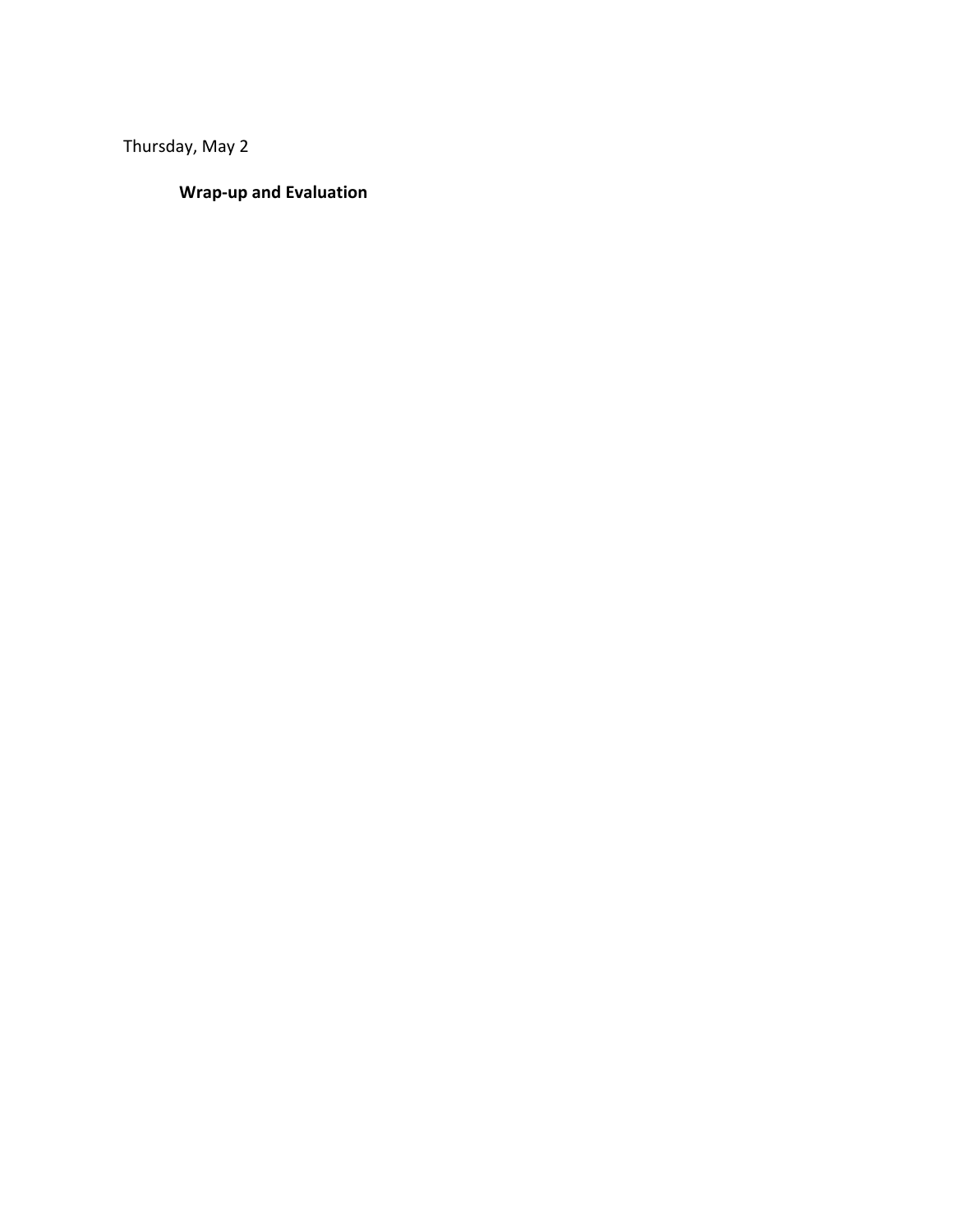Thursday, May 2

**Wrap-up and Evaluation**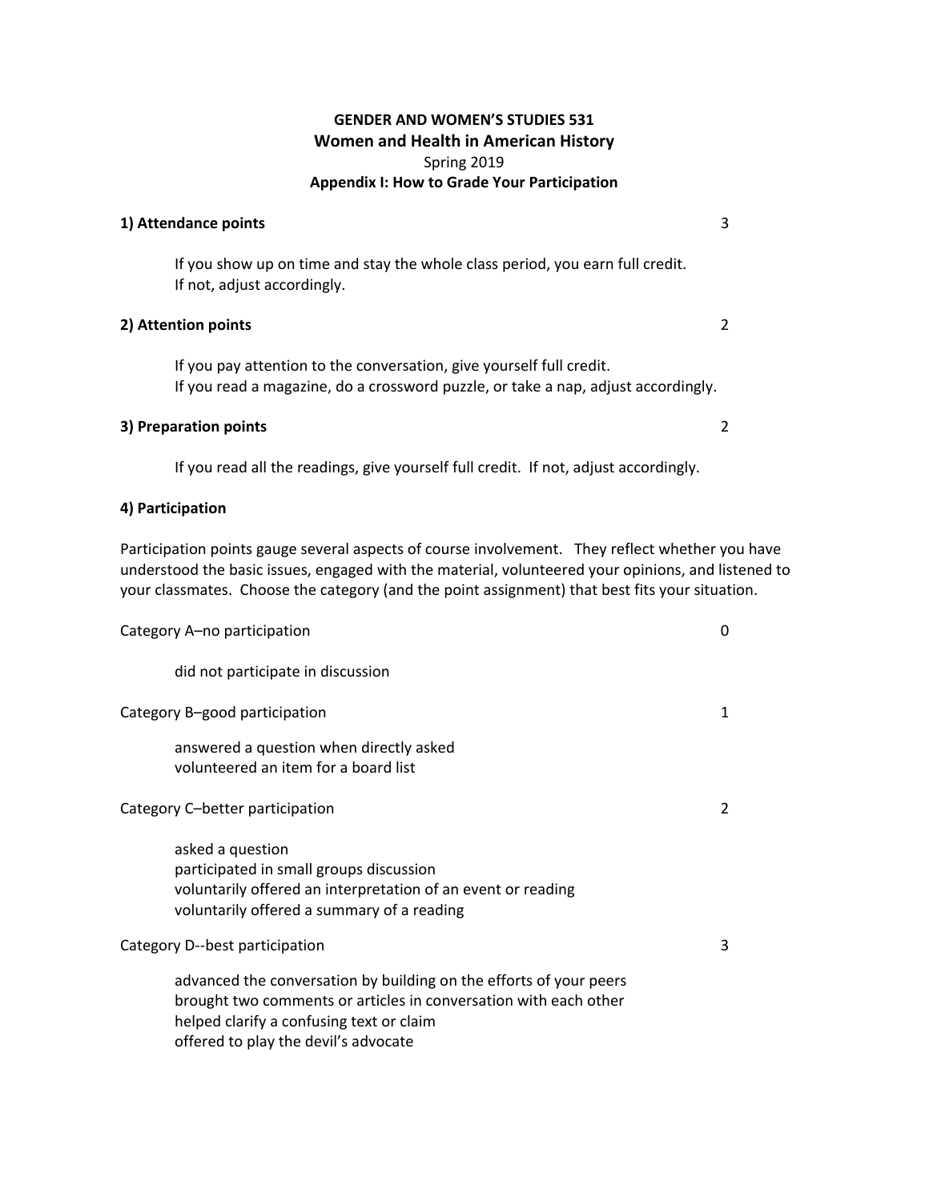# GENDER AND WOMEN'S STUDIES 531

## Women and Health in American History

Spring 2019

**Appendix I: How to Grade Your Participation**

**1) Attendance points** 3

If you show up on time and stay the whole class period, you earn full credit.
If not, adjust accordingly.

**2) Attention points** 2

If you pay attention to the conversation, give yourself full credit.
If you read a magazine, do a crossword puzzle, or take a nap, adjust accordingly.

**3) Preparation points** 2

If you read all the readings, give yourself full credit. If not, adjust accordingly.

**4) Participation**

Participation points gauge several aspects of course involvement. They reflect whether you have understood the basic issues, engaged with the material, volunteered your opinions, and listened to your classmates. Choose the category (and the point assignment) that best fits your situation.

Category A–no participation 0

did not participate in discussion

Category B–good participation 1

answered a question when directly asked
volunteered an item for a board list

Category C–better participation 2

asked a question
participated in small groups discussion
voluntarily offered an interpretation of an event or reading
voluntarily offered a summary of a reading

Category D--best participation 3

advanced the conversation by building on the efforts of your peers
brought two comments or articles in conversation with each other
helped clarify a confusing text or claim
offered to play the devil's advocate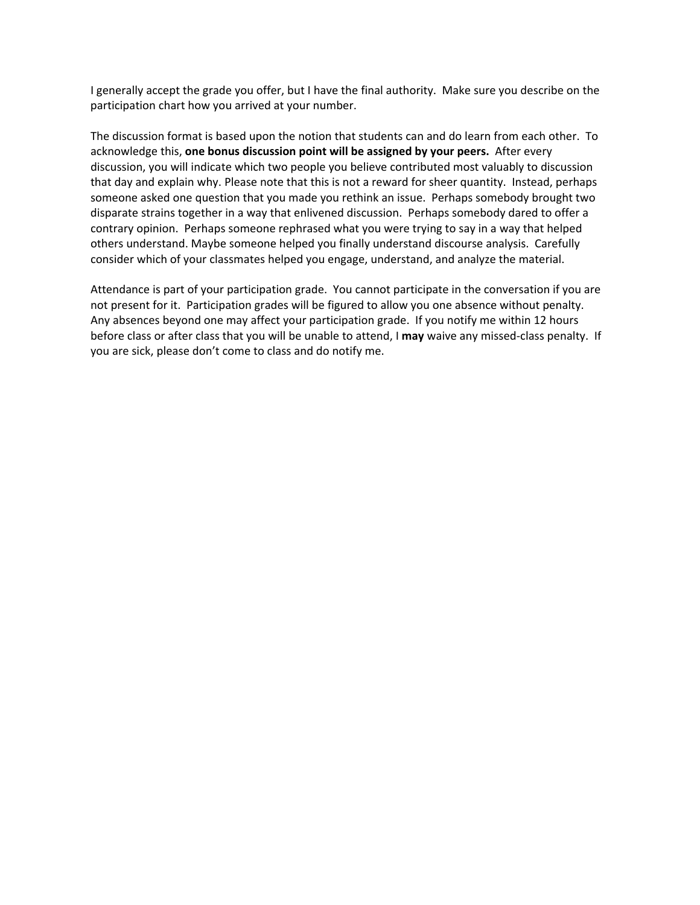I generally accept the grade you offer, but I have the final authority. Make sure you describe on the participation chart how you arrived at your number.

The discussion format is based upon the notion that students can and do learn from each other. To acknowledge this, **one bonus discussion point will be assigned by your peers.** After every discussion, you will indicate which two people you believe contributed most valuably to discussion that day and explain why. Please note that this is not a reward for sheer quantity. Instead, perhaps someone asked one question that you made you rethink an issue. Perhaps somebody brought two disparate strains together in a way that enlivened discussion. Perhaps somebody dared to offer a contrary opinion. Perhaps someone rephrased what you were trying to say in a way that helped others understand. Maybe someone helped you finally understand discourse analysis. Carefully consider which of your classmates helped you engage, understand, and analyze the material.

Attendance is part of your participation grade. You cannot participate in the conversation if you are not present for it. Participation grades will be figured to allow you one absence without penalty. Any absences beyond one may affect your participation grade. If you notify me within 12 hours before class or after class that you will be unable to attend, I **may** waive any missed-class penalty. If you are sick, please don't come to class and do notify me.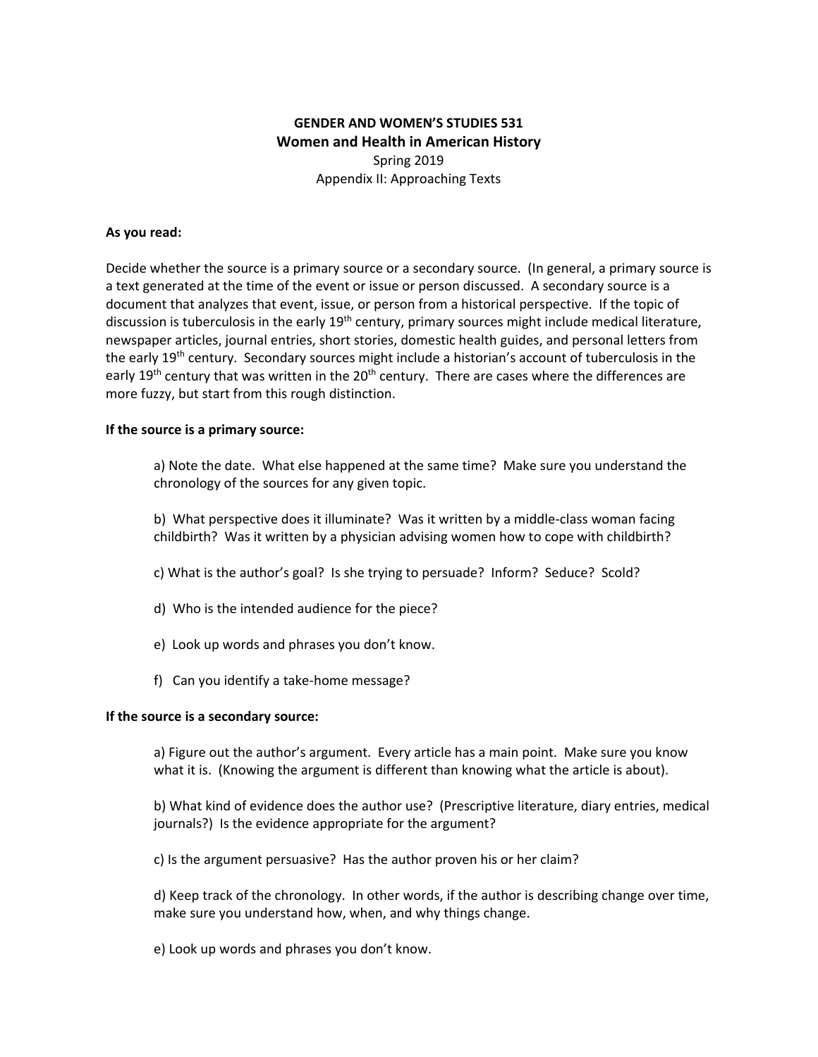**GENDER AND WOMEN'S STUDIES 531**

**Women and Health in American History**

Spring 2019

Appendix II: Approaching Texts

**As you read:**

Decide whether the source is a primary source or a secondary source. (In general, a primary source is a text generated at the time of the event or issue or person discussed. A secondary source is a document that analyzes that event, issue, or person from a historical perspective. If the topic of discussion is tuberculosis in the early 19th century, primary sources might include medical literature, newspaper articles, journal entries, short stories, domestic health guides, and personal letters from the early 19th century. Secondary sources might include a historian's account of tuberculosis in the early 19th century that was written in the 20th century. There are cases where the differences are more fuzzy, but start from this rough distinction.

**If the source is a primary source:**

a) Note the date. What else happened at the same time? Make sure you understand the chronology of the sources for any given topic.

b) What perspective does it illuminate? Was it written by a middle-class woman facing childbirth? Was it written by a physician advising women how to cope with childbirth?

c) What is the author's goal? Is she trying to persuade? Inform? Seduce? Scold?

d) Who is the intended audience for the piece?

e) Look up words and phrases you don't know.

f) Can you identify a take-home message?

**If the source is a secondary source:**

a) Figure out the author's argument. Every article has a main point. Make sure you know what it is. (Knowing the argument is different than knowing what the article is about).

b) What kind of evidence does the author use? (Prescriptive literature, diary entries, medical journals?) Is the evidence appropriate for the argument?

c) Is the argument persuasive? Has the author proven his or her claim?

d) Keep track of the chronology. In other words, if the author is describing change over time, make sure you understand how, when, and why things change.

e) Look up words and phrases you don't know.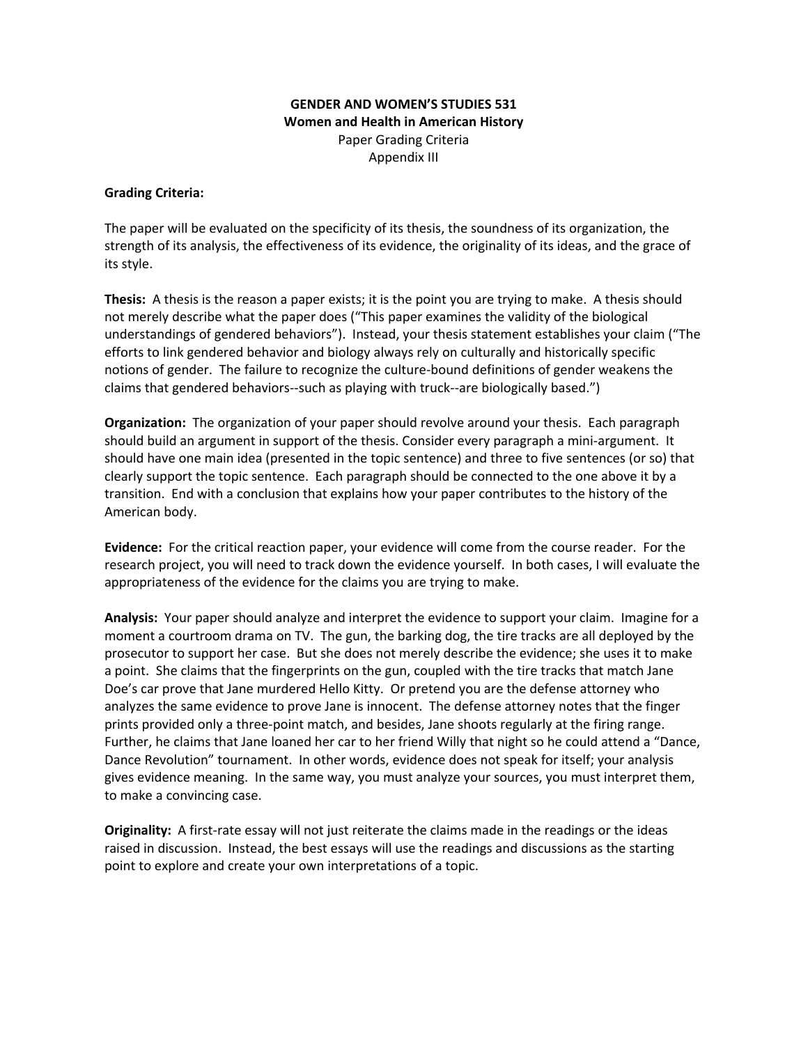**GENDER AND WOMEN'S STUDIES 531**
**Women and Health in American History**
Paper Grading Criteria
Appendix III

**Grading Criteria:**

The paper will be evaluated on the specificity of its thesis, the soundness of its organization, the strength of its analysis, the effectiveness of its evidence, the originality of its ideas, and the grace of its style.

**Thesis:** A thesis is the reason a paper exists; it is the point you are trying to make. A thesis should not merely describe what the paper does ("This paper examines the validity of the biological understandings of gendered behaviors"). Instead, your thesis statement establishes your claim ("The efforts to link gendered behavior and biology always rely on culturally and historically specific notions of gender. The failure to recognize the culture-bound definitions of gender weakens the claims that gendered behaviors--such as playing with truck--are biologically based.")

**Organization:** The organization of your paper should revolve around your thesis. Each paragraph should build an argument in support of the thesis. Consider every paragraph a mini-argument. It should have one main idea (presented in the topic sentence) and three to five sentences (or so) that clearly support the topic sentence. Each paragraph should be connected to the one above it by a transition. End with a conclusion that explains how your paper contributes to the history of the American body.

**Evidence:** For the critical reaction paper, your evidence will come from the course reader. For the research project, you will need to track down the evidence yourself. In both cases, I will evaluate the appropriateness of the evidence for the claims you are trying to make.

**Analysis:** Your paper should analyze and interpret the evidence to support your claim. Imagine for a moment a courtroom drama on TV. The gun, the barking dog, the tire tracks are all deployed by the prosecutor to support her case. But she does not merely describe the evidence; she uses it to make a point. She claims that the fingerprints on the gun, coupled with the tire tracks that match Jane Doe's car prove that Jane murdered Hello Kitty. Or pretend you are the defense attorney who analyzes the same evidence to prove Jane is innocent. The defense attorney notes that the finger prints provided only a three-point match, and besides, Jane shoots regularly at the firing range. Further, he claims that Jane loaned her car to her friend Willy that night so he could attend a "Dance, Dance Revolution" tournament. In other words, evidence does not speak for itself; your analysis gives evidence meaning. In the same way, you must analyze your sources, you must interpret them, to make a convincing case.

**Originality:** A first-rate essay will not just reiterate the claims made in the readings or the ideas raised in discussion. Instead, the best essays will use the readings and discussions as the starting point to explore and create your own interpretations of a topic.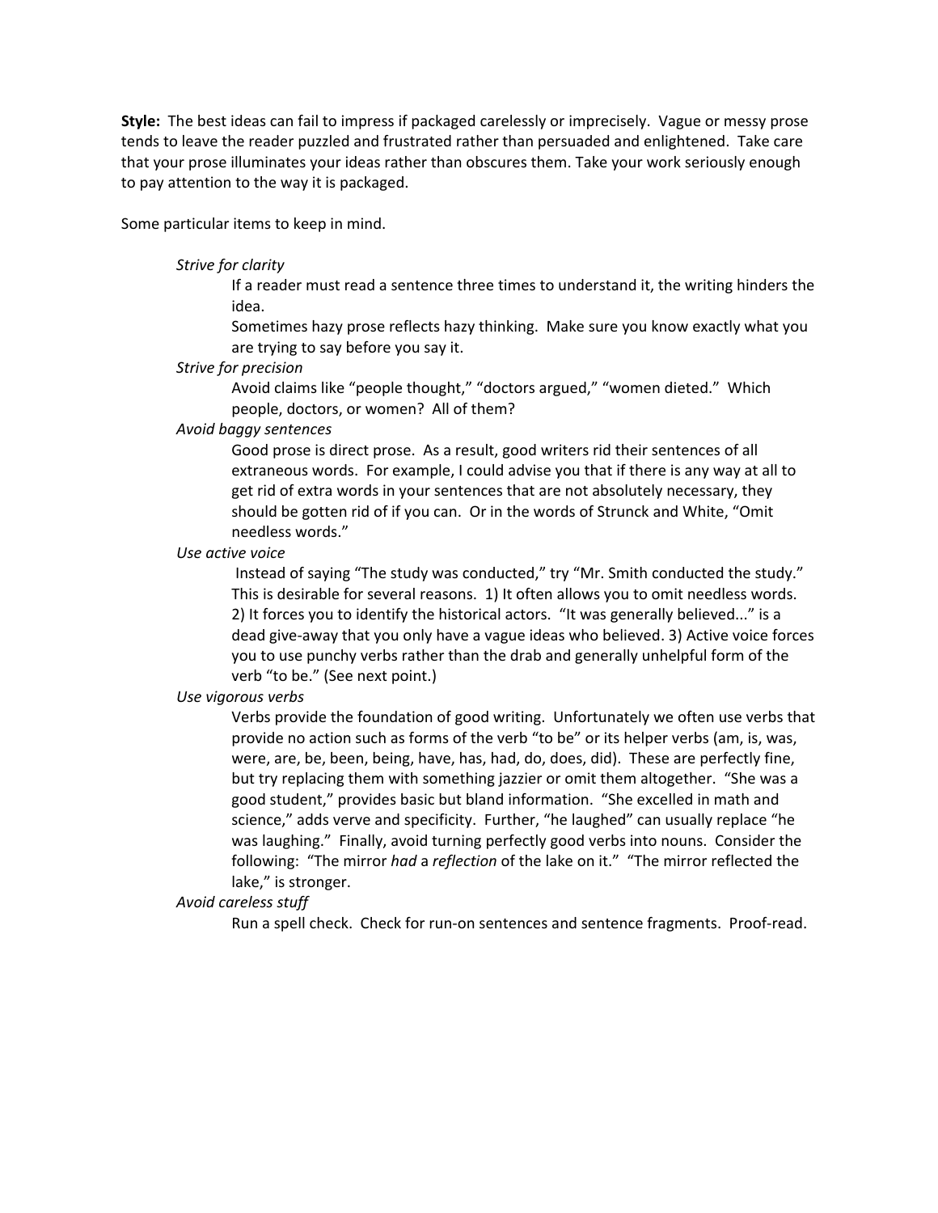**Style:** The best ideas can fail to impress if packaged carelessly or imprecisely. Vague or messy prose tends to leave the reader puzzled and frustrated rather than persuaded and enlightened. Take care that your prose illuminates your ideas rather than obscures them. Take your work seriously enough to pay attention to the way it is packaged.

Some particular items to keep in mind.

*Strive for clarity*

If a reader must read a sentence three times to understand it, the writing hinders the idea.

Sometimes hazy prose reflects hazy thinking. Make sure you know exactly what you are trying to say before you say it.

*Strive for precision*

Avoid claims like "people thought," "doctors argued," "women dieted." Which people, doctors, or women? All of them?

*Avoid baggy sentences*

Good prose is direct prose. As a result, good writers rid their sentences of all extraneous words. For example, I could advise you that if there is any way at all to get rid of extra words in your sentences that are not absolutely necessary, they should be gotten rid of if you can. Or in the words of Strunck and White, "Omit needless words."

*Use active voice*

Instead of saying "The study was conducted," try "Mr. Smith conducted the study." This is desirable for several reasons. 1) It often allows you to omit needless words. 2) It forces you to identify the historical actors. "It was generally believed..." is a dead give-away that you only have a vague ideas who believed. 3) Active voice forces you to use punchy verbs rather than the drab and generally unhelpful form of the verb "to be." (See next point.)

*Use vigorous verbs*

Verbs provide the foundation of good writing. Unfortunately we often use verbs that provide no action such as forms of the verb "to be" or its helper verbs (am, is, was, were, are, be, been, being, have, has, had, do, does, did). These are perfectly fine, but try replacing them with something jazzier or omit them altogether. "She was a good student," provides basic but bland information. "She excelled in math and science," adds verve and specificity. Further, "he laughed" can usually replace "he was laughing." Finally, avoid turning perfectly good verbs into nouns. Consider the following: "The mirror *had* a *reflection* of the lake on it." "The mirror reflected the lake," is stronger.

*Avoid careless stuff*

Run a spell check. Check for run-on sentences and sentence fragments. Proof-read.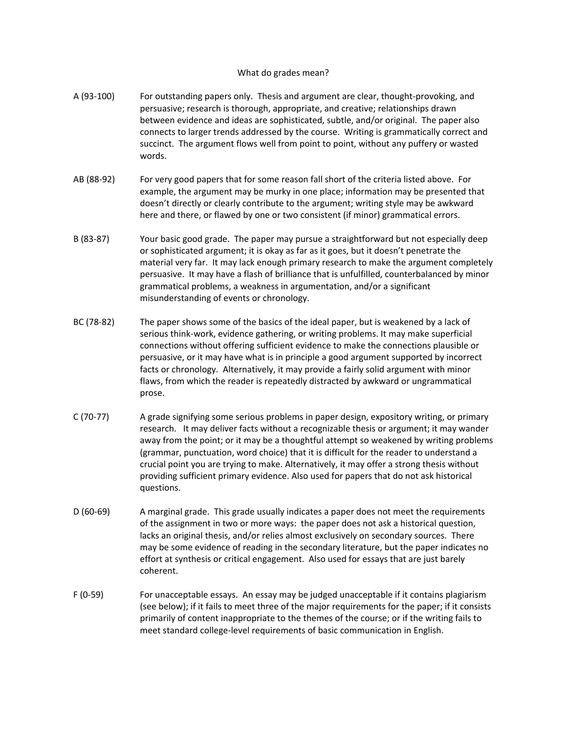## What do grades mean?

**A (93-100)** For outstanding papers only. Thesis and argument are clear, thought-provoking, and persuasive; research is thorough, appropriate, and creative; relationships drawn between evidence and ideas are sophisticated, subtle, and/or original. The paper also connects to larger trends addressed by the course. Writing is grammatically correct and succinct. The argument flows well from point to point, without any puffery or wasted words.

**AB (88-92)** For very good papers that for some reason fall short of the criteria listed above. For example, the argument may be murky in one place; information may be presented that doesn't directly or clearly contribute to the argument; writing style may be awkward here and there, or flawed by one or two consistent (if minor) grammatical errors.

**B (83-87)** Your basic good grade. The paper may pursue a straightforward but not especially deep or sophisticated argument; it is okay as far as it goes, but it doesn't penetrate the material very far. It may lack enough primary research to make the argument completely persuasive. It may have a flash of brilliance that is unfulfilled, counterbalanced by minor grammatical problems, a weakness in argumentation, and/or a significant misunderstanding of events or chronology.

**BC (78-82)** The paper shows some of the basics of the ideal paper, but is weakened by a lack of serious think-work, evidence gathering, or writing problems. It may make superficial connections without offering sufficient evidence to make the connections plausible or persuasive, or it may have what is in principle a good argument supported by incorrect facts or chronology. Alternatively, it may provide a fairly solid argument with minor flaws, from which the reader is repeatedly distracted by awkward or ungrammatical prose.

**C (70-77)** A grade signifying some serious problems in paper design, expository writing, or primary research. It may deliver facts without a recognizable thesis or argument; it may wander away from the point; or it may be a thoughtful attempt so weakened by writing problems (grammar, punctuation, word choice) that it is difficult for the reader to understand a crucial point you are trying to make. Alternatively, it may offer a strong thesis without providing sufficient primary evidence. Also used for papers that do not ask historical questions.

**D (60-69)** A marginal grade. This grade usually indicates a paper does not meet the requirements of the assignment in two or more ways: the paper does not ask a historical question, lacks an original thesis, and/or relies almost exclusively on secondary sources. There may be some evidence of reading in the secondary literature, but the paper indicates no effort at synthesis or critical engagement. Also used for essays that are just barely coherent.

**F (0-59)** For unacceptable essays. An essay may be judged unacceptable if it contains plagiarism (see below); if it fails to meet three of the major requirements for the paper; if it consists primarily of content inappropriate to the themes of the course; or if the writing fails to meet standard college-level requirements of basic communication in English.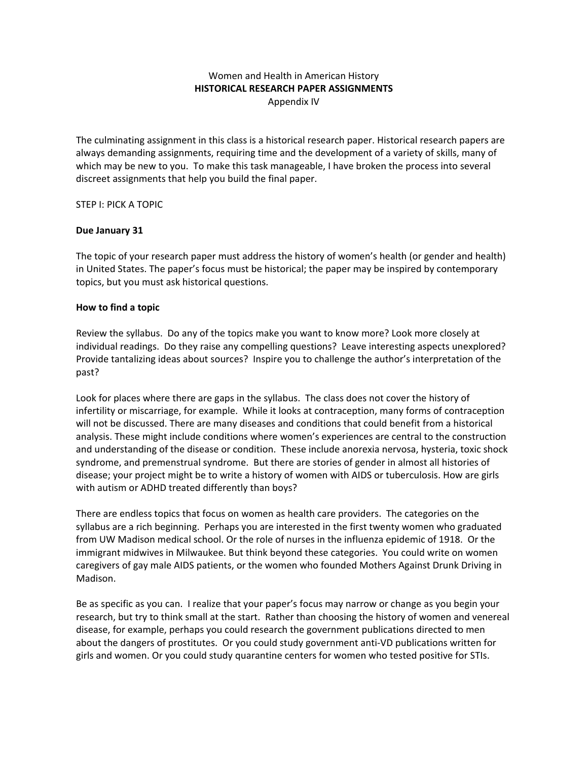Women and Health in American History

**HISTORICAL RESEARCH PAPER ASSIGNMENTS**

Appendix IV

The culminating assignment in this class is a historical research paper. Historical research papers are always demanding assignments, requiring time and the development of a variety of skills, many of which may be new to you. To make this task manageable, I have broken the process into several discreet assignments that help you build the final paper.

STEP I: PICK A TOPIC

**Due January 31**

The topic of your research paper must address the history of women's health (or gender and health) in United States. The paper's focus must be historical; the paper may be inspired by contemporary topics, but you must ask historical questions.

**How to find a topic**

Review the syllabus. Do any of the topics make you want to know more? Look more closely at individual readings. Do they raise any compelling questions? Leave interesting aspects unexplored? Provide tantalizing ideas about sources? Inspire you to challenge the author's interpretation of the past?

Look for places where there are gaps in the syllabus. The class does not cover the history of infertility or miscarriage, for example. While it looks at contraception, many forms of contraception will not be discussed. There are many diseases and conditions that could benefit from a historical analysis. These might include conditions where women's experiences are central to the construction and understanding of the disease or condition. These include anorexia nervosa, hysteria, toxic shock syndrome, and premenstrual syndrome. But there are stories of gender in almost all histories of disease; your project might be to write a history of women with AIDS or tuberculosis. How are girls with autism or ADHD treated differently than boys?

There are endless topics that focus on women as health care providers. The categories on the syllabus are a rich beginning. Perhaps you are interested in the first twenty women who graduated from UW Madison medical school. Or the role of nurses in the influenza epidemic of 1918. Or the immigrant midwives in Milwaukee. But think beyond these categories. You could write on women caregivers of gay male AIDS patients, or the women who founded Mothers Against Drunk Driving in Madison.

Be as specific as you can. I realize that your paper's focus may narrow or change as you begin your research, but try to think small at the start. Rather than choosing the history of women and venereal disease, for example, perhaps you could research the government publications directed to men about the dangers of prostitutes. Or you could study government anti-VD publications written for girls and women. Or you could study quarantine centers for women who tested positive for STIs.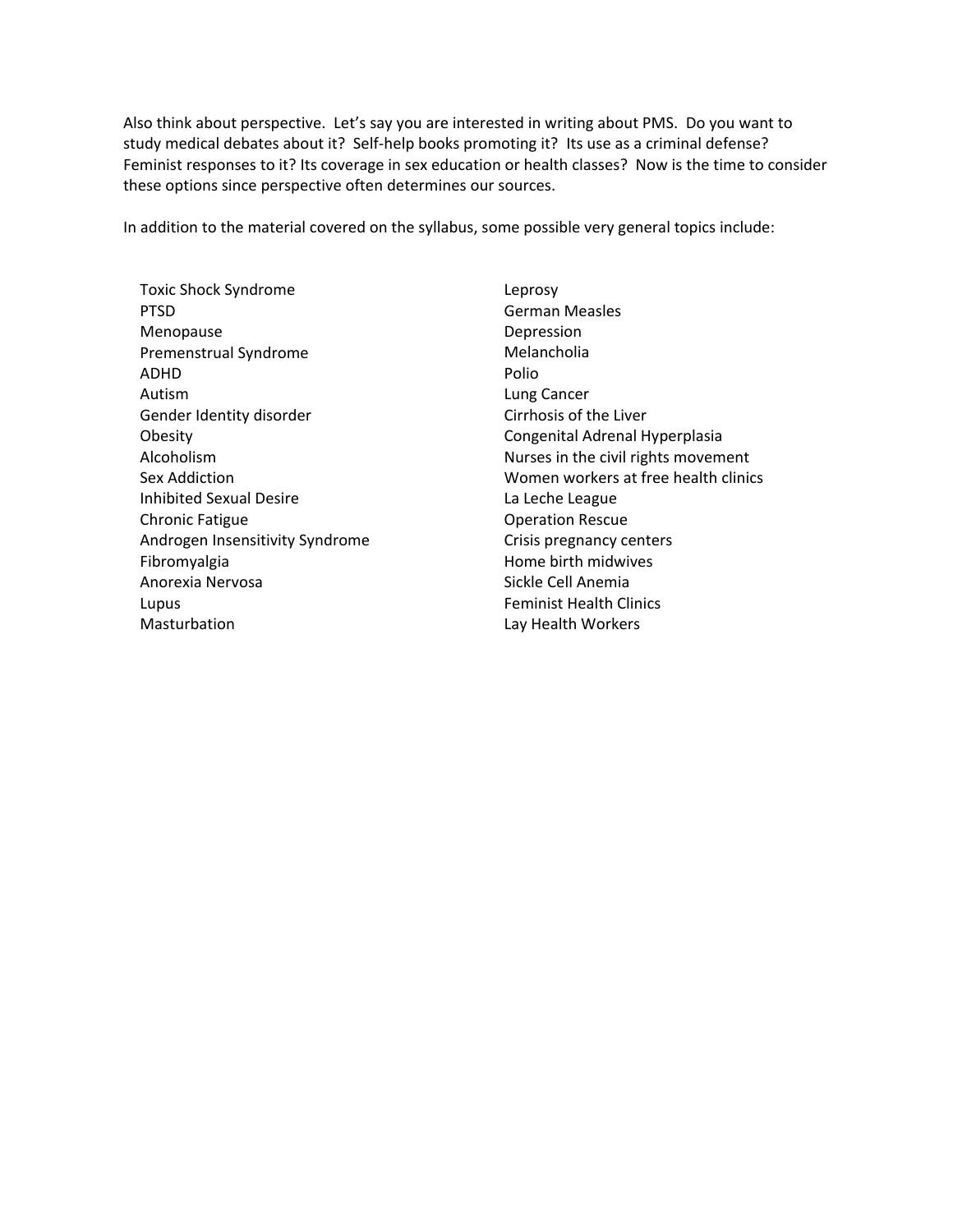Also think about perspective. Let's say you are interested in writing about PMS. Do you want to study medical debates about it? Self-help books promoting it? Its use as a criminal defense? Feminist responses to it? Its coverage in sex education or health classes? Now is the time to consider these options since perspective often determines our sources.

In addition to the material covered on the syllabus, some possible very general topics include:

- Toxic Shock Syndrome
- PTSD
- Menopause
- Premenstrual Syndrome
- ADHD
- Autism
- Gender Identity disorder
- Obesity
- Alcoholism
- Sex Addiction
- Inhibited Sexual Desire
- Chronic Fatigue
- Androgen Insensitivity Syndrome
- Fibromyalgia
- Anorexia Nervosa
- Lupus
- Masturbation
- Leprosy
- German Measles
- Depression
- Melancholia
- Polio
- Lung Cancer
- Cirrhosis of the Liver
- Congenital Adrenal Hyperplasia
- Nurses in the civil rights movement
- Women workers at free health clinics
- La Leche League
- Operation Rescue
- Crisis pregnancy centers
- Home birth midwives
- Sickle Cell Anemia
- Feminist Health Clinics
- Lay Health Workers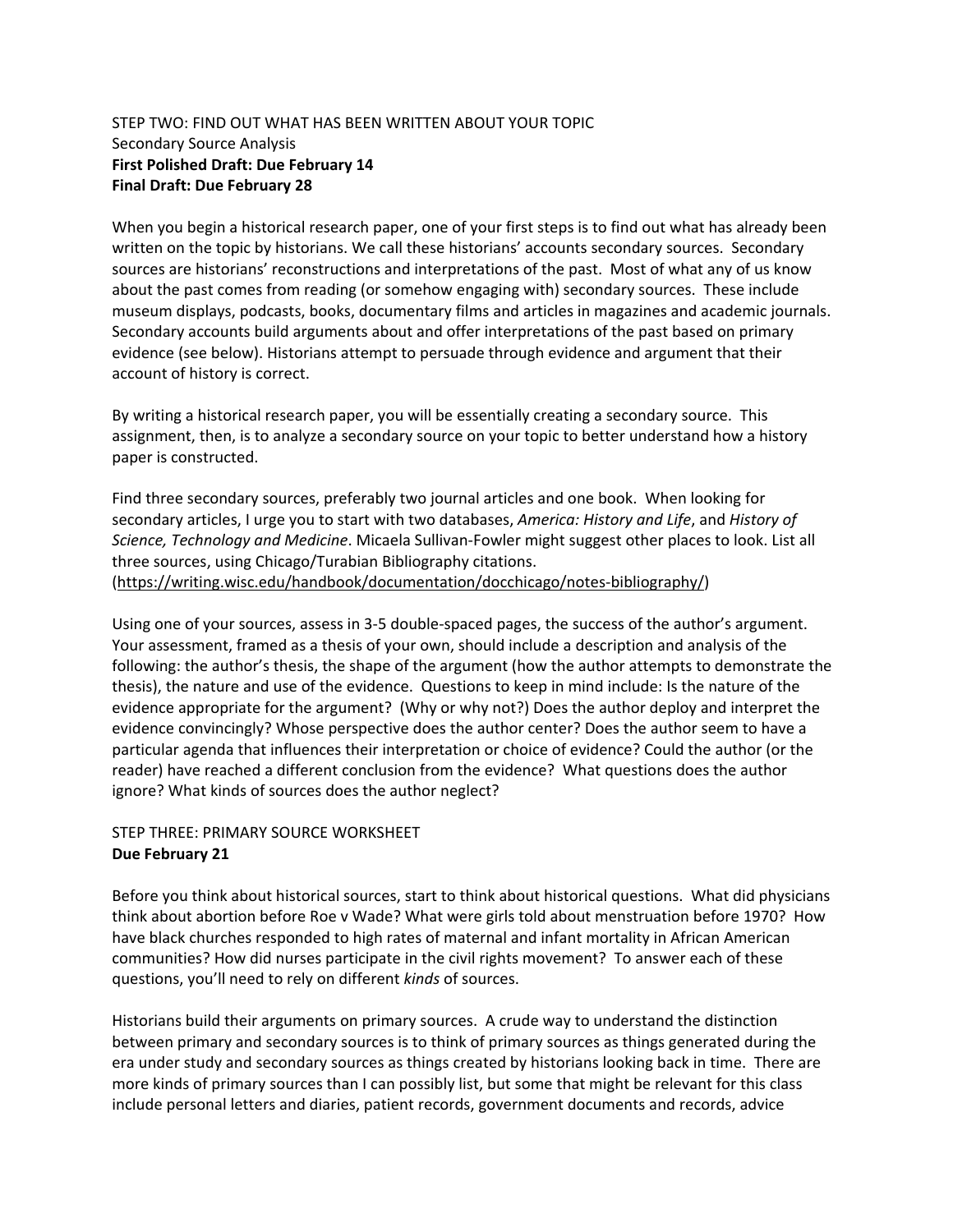STEP TWO: FIND OUT WHAT HAS BEEN WRITTEN ABOUT YOUR TOPIC
Secondary Source Analysis
**First Polished Draft: Due February 14**
**Final Draft: Due February 28**

When you begin a historical research paper, one of your first steps is to find out what has already been written on the topic by historians. We call these historians' accounts secondary sources. Secondary sources are historians' reconstructions and interpretations of the past. Most of what any of us know about the past comes from reading (or somehow engaging with) secondary sources. These include museum displays, podcasts, books, documentary films and articles in magazines and academic journals. Secondary accounts build arguments about and offer interpretations of the past based on primary evidence (see below). Historians attempt to persuade through evidence and argument that their account of history is correct.

By writing a historical research paper, you will be essentially creating a secondary source. This assignment, then, is to analyze a secondary source on your topic to better understand how a history paper is constructed.

Find three secondary sources, preferably two journal articles and one book. When looking for secondary articles, I urge you to start with two databases, *America: History and Life*, and *History of Science, Technology and Medicine*. Micaela Sullivan-Fowler might suggest other places to look. List all three sources, using Chicago/Turabian Bibliography citations. (https://writing.wisc.edu/handbook/documentation/docchicago/notes-bibliography/)

Using one of your sources, assess in 3-5 double-spaced pages, the success of the author's argument. Your assessment, framed as a thesis of your own, should include a description and analysis of the following: the author's thesis, the shape of the argument (how the author attempts to demonstrate the thesis), the nature and use of the evidence. Questions to keep in mind include: Is the nature of the evidence appropriate for the argument? (Why or why not?) Does the author deploy and interpret the evidence convincingly? Whose perspective does the author center? Does the author seem to have a particular agenda that influences their interpretation or choice of evidence? Could the author (or the reader) have reached a different conclusion from the evidence? What questions does the author ignore? What kinds of sources does the author neglect?

STEP THREE: PRIMARY SOURCE WORKSHEET
**Due February 21**

Before you think about historical sources, start to think about historical questions. What did physicians think about abortion before Roe v Wade? What were girls told about menstruation before 1970? How have black churches responded to high rates of maternal and infant mortality in African American communities? How did nurses participate in the civil rights movement? To answer each of these questions, you'll need to rely on different *kinds* of sources.

Historians build their arguments on primary sources. A crude way to understand the distinction between primary and secondary sources is to think of primary sources as things generated during the era under study and secondary sources as things created by historians looking back in time. There are more kinds of primary sources than I can possibly list, but some that might be relevant for this class include personal letters and diaries, patient records, government documents and records, advice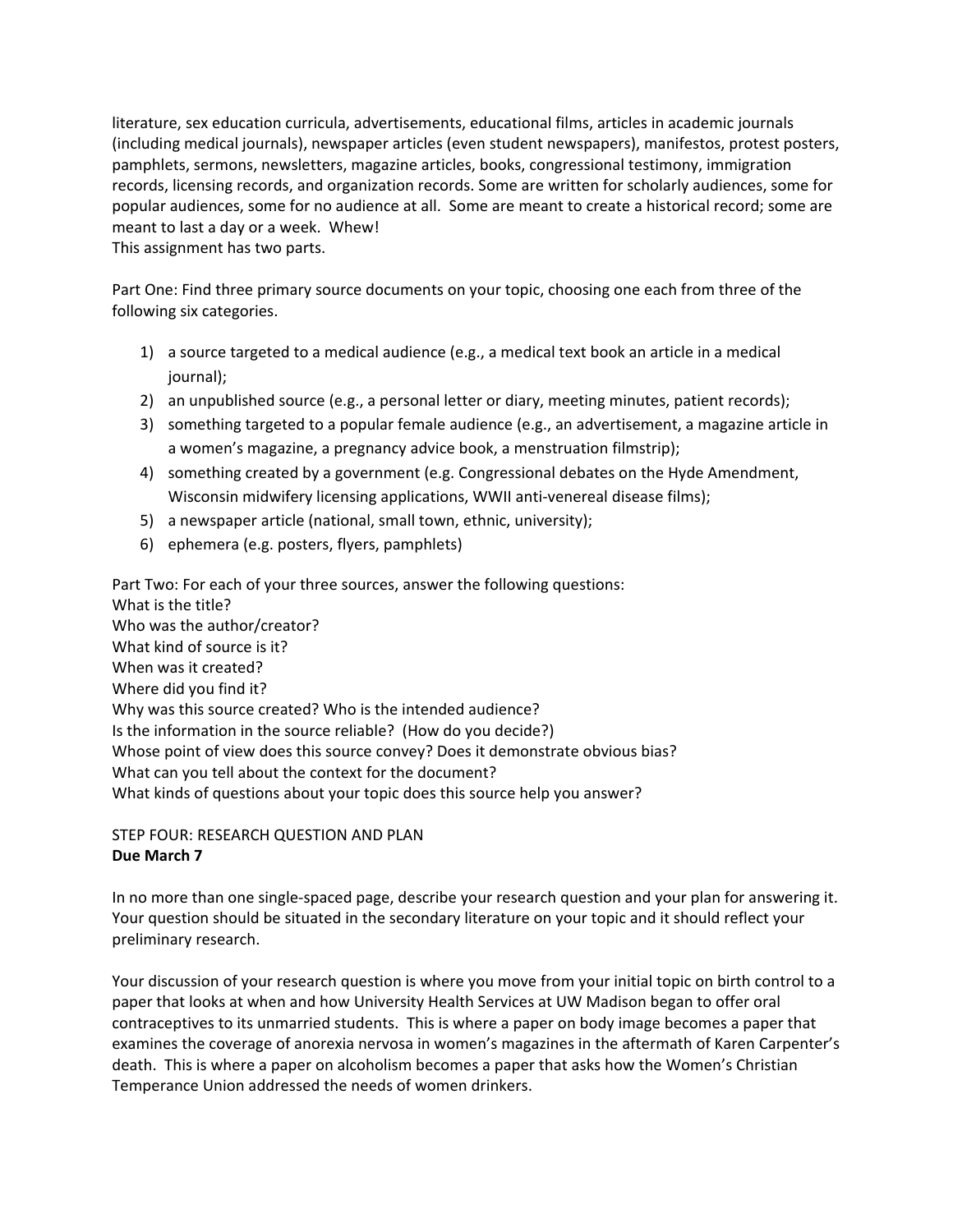literature, sex education curricula, advertisements, educational films, articles in academic journals (including medical journals), newspaper articles (even student newspapers), manifestos, protest posters, pamphlets, sermons, newsletters, magazine articles, books, congressional testimony, immigration records, licensing records, and organization records. Some are written for scholarly audiences, some for popular audiences, some for no audience at all. Some are meant to create a historical record; some are meant to last a day or a week. Whew!
This assignment has two parts.

Part One: Find three primary source documents on your topic, choosing one each from three of the following six categories.

1) a source targeted to a medical audience (e.g., a medical text book an article in a medical journal);
2) an unpublished source (e.g., a personal letter or diary, meeting minutes, patient records);
3) something targeted to a popular female audience (e.g., an advertisement, a magazine article in a women's magazine, a pregnancy advice book, a menstruation filmstrip);
4) something created by a government (e.g. Congressional debates on the Hyde Amendment, Wisconsin midwifery licensing applications, WWII anti-venereal disease films);
5) a newspaper article (national, small town, ethnic, university);
6) ephemera (e.g. posters, flyers, pamphlets)

Part Two: For each of your three sources, answer the following questions:
What is the title?
Who was the author/creator?
What kind of source is it?
When was it created?
Where did you find it?
Why was this source created? Who is the intended audience?
Is the information in the source reliable? (How do you decide?)
Whose point of view does this source convey? Does it demonstrate obvious bias?
What can you tell about the context for the document?
What kinds of questions about your topic does this source help you answer?

## STEP FOUR: RESEARCH QUESTION AND PLAN

**Due March 7**

In no more than one single-spaced page, describe your research question and your plan for answering it. Your question should be situated in the secondary literature on your topic and it should reflect your preliminary research.

Your discussion of your research question is where you move from your initial topic on birth control to a paper that looks at when and how University Health Services at UW Madison began to offer oral contraceptives to its unmarried students. This is where a paper on body image becomes a paper that examines the coverage of anorexia nervosa in women's magazines in the aftermath of Karen Carpenter's death. This is where a paper on alcoholism becomes a paper that asks how the Women's Christian Temperance Union addressed the needs of women drinkers.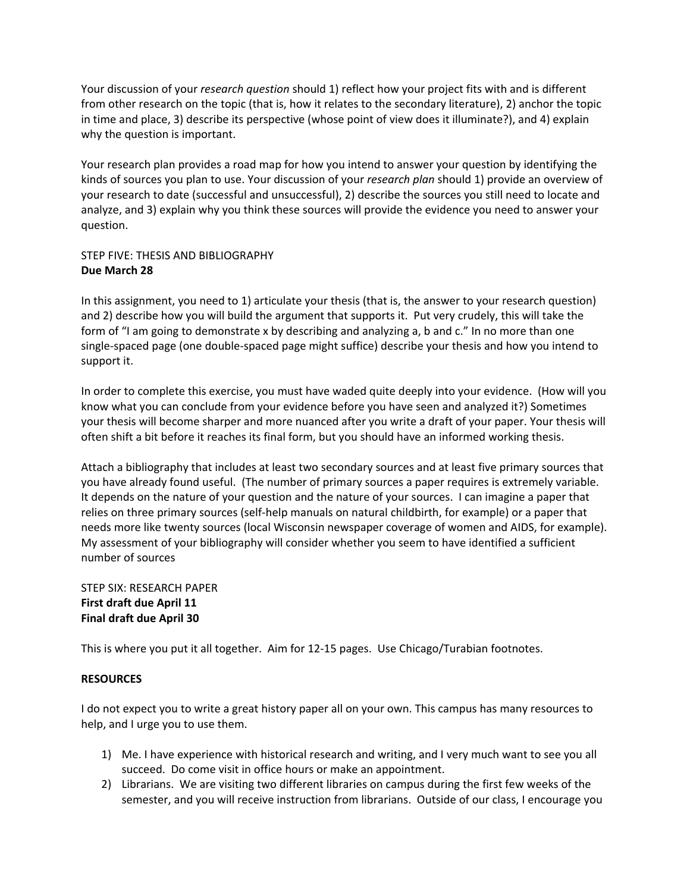Your discussion of your *research question* should 1) reflect how your project fits with and is different from other research on the topic (that is, how it relates to the secondary literature), 2) anchor the topic in time and place, 3) describe its perspective (whose point of view does it illuminate?), and 4) explain why the question is important.

Your research plan provides a road map for how you intend to answer your question by identifying the kinds of sources you plan to use. Your discussion of your *research plan* should 1) provide an overview of your research to date (successful and unsuccessful), 2) describe the sources you still need to locate and analyze, and 3) explain why you think these sources will provide the evidence you need to answer your question.

STEP FIVE: THESIS AND BIBLIOGRAPHY
**Due March 28**

In this assignment, you need to 1) articulate your thesis (that is, the answer to your research question) and 2) describe how you will build the argument that supports it. Put very crudely, this will take the form of "I am going to demonstrate x by describing and analyzing a, b and c." In no more than one single-spaced page (one double-spaced page might suffice) describe your thesis and how you intend to support it.

In order to complete this exercise, you must have waded quite deeply into your evidence. (How will you know what you can conclude from your evidence before you have seen and analyzed it?) Sometimes your thesis will become sharper and more nuanced after you write a draft of your paper. Your thesis will often shift a bit before it reaches its final form, but you should have an informed working thesis.

Attach a bibliography that includes at least two secondary sources and at least five primary sources that you have already found useful. (The number of primary sources a paper requires is extremely variable. It depends on the nature of your question and the nature of your sources. I can imagine a paper that relies on three primary sources (self-help manuals on natural childbirth, for example) or a paper that needs more like twenty sources (local Wisconsin newspaper coverage of women and AIDS, for example). My assessment of your bibliography will consider whether you seem to have identified a sufficient number of sources

STEP SIX: RESEARCH PAPER
**First draft due April 11**
**Final draft due April 30**

This is where you put it all together. Aim for 12-15 pages. Use Chicago/Turabian footnotes.

**RESOURCES**

I do not expect you to write a great history paper all on your own. This campus has many resources to help, and I urge you to use them.

1) Me. I have experience with historical research and writing, and I very much want to see you all succeed. Do come visit in office hours or make an appointment.
2) Librarians. We are visiting two different libraries on campus during the first few weeks of the semester, and you will receive instruction from librarians. Outside of our class, I encourage you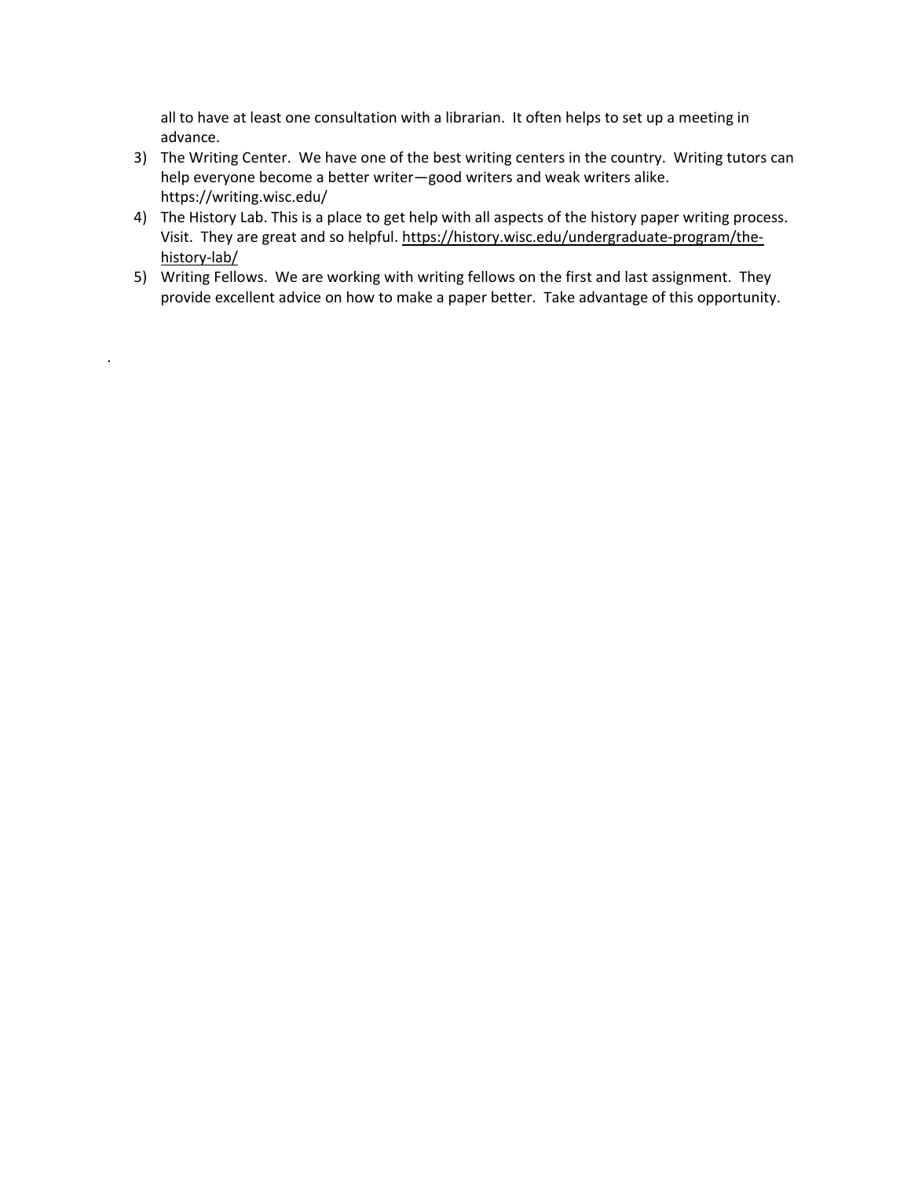all to have at least one consultation with a librarian. It often helps to set up a meeting in advance.

3) The Writing Center. We have one of the best writing centers in the country. Writing tutors can help everyone become a better writer—good writers and weak writers alike. https://writing.wisc.edu/
4) The History Lab. This is a place to get help with all aspects of the history paper writing process. Visit. They are great and so helpful. https://history.wisc.edu/undergraduate-program/the-history-lab/
5) Writing Fellows. We are working with writing fellows on the first and last assignment. They provide excellent advice on how to make a paper better. Take advantage of this opportunity.

.